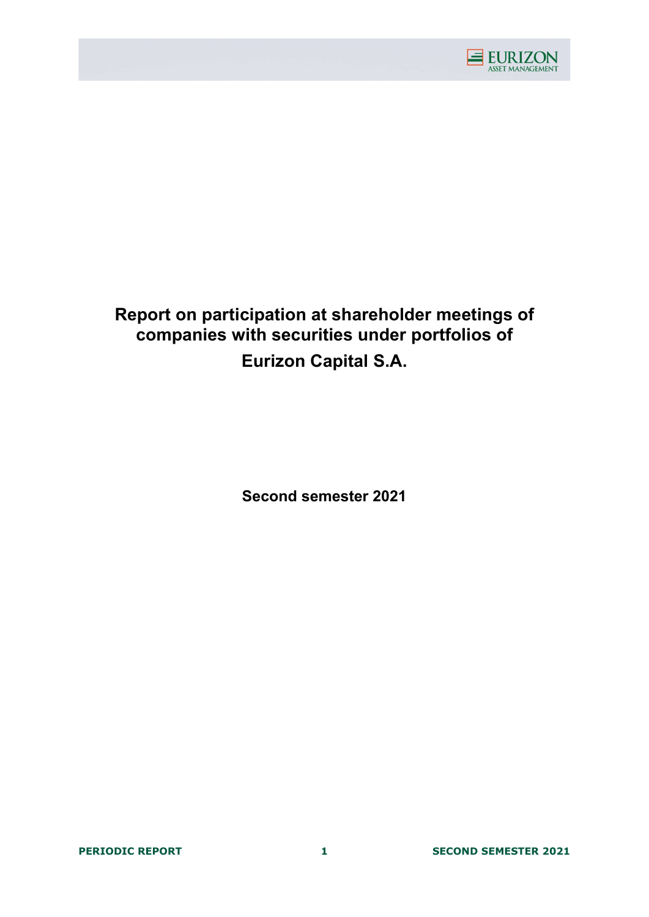# Report on participation at shareholder meetings of companies with securities under portfolios of Eurizon Capital S.A.

**Second semester 2021**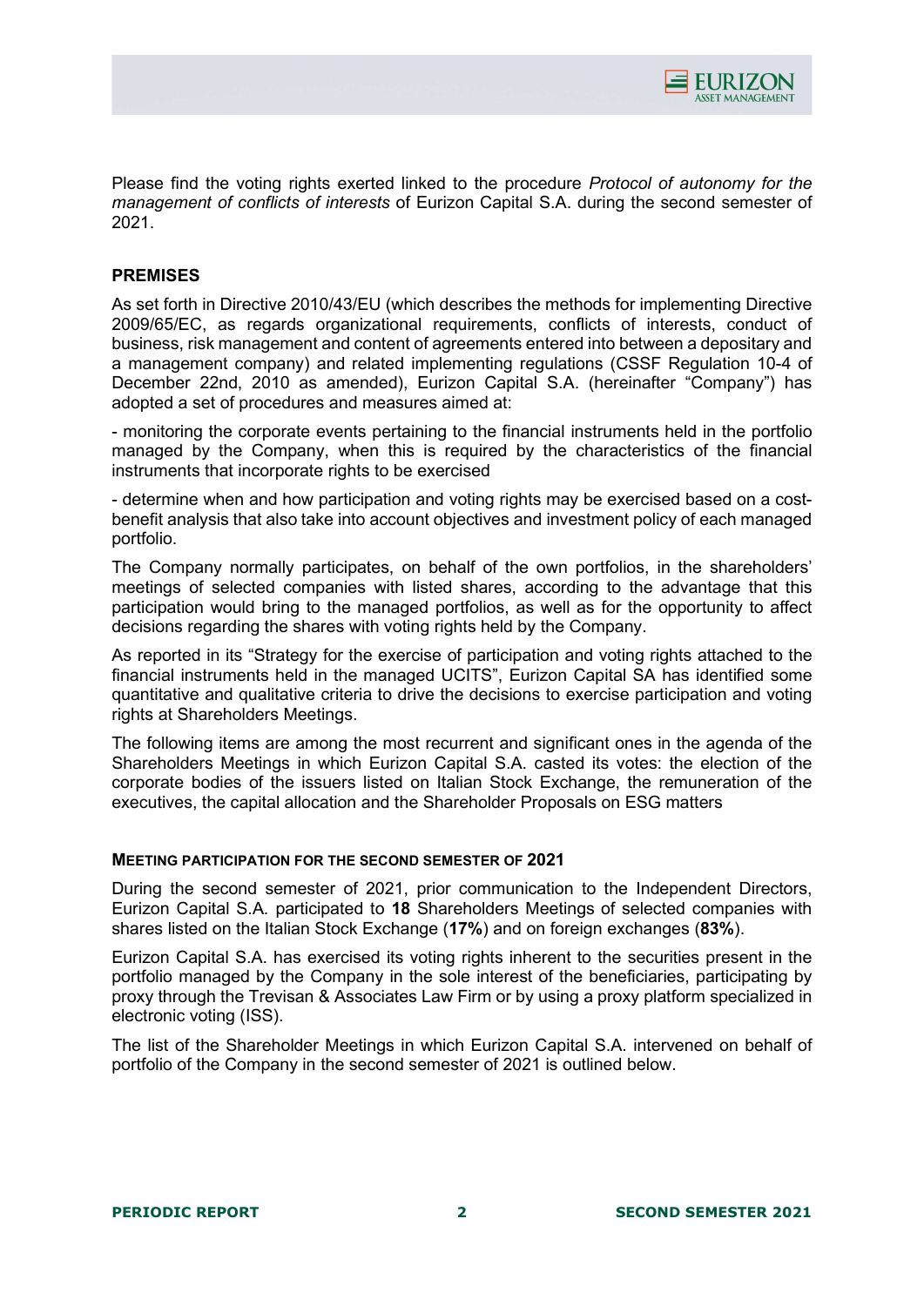Please find the voting rights exerted linked to the procedure *Protocol of autonomy for the management of conflicts of interests* of Eurizon Capital S.A. during the second semester of 2021.

## PREMISES

As set forth in Directive 2010/43/EU (which describes the methods for implementing Directive 2009/65/EC, as regards organizational requirements, conflicts of interests, conduct of business, risk management and content of agreements entered into between a depositary and a management company) and related implementing regulations (CSSF Regulation 10-4 of December 22nd, 2010 as amended), Eurizon Capital S.A. (hereinafter "Company") has adopted a set of procedures and measures aimed at:

- monitoring the corporate events pertaining to the financial instruments held in the portfolio managed by the Company, when this is required by the characteristics of the financial instruments that incorporate rights to be exercised

- determine when and how participation and voting rights may be exercised based on a cost-benefit analysis that also take into account objectives and investment policy of each managed portfolio.

The Company normally participates, on behalf of the own portfolios, in the shareholders' meetings of selected companies with listed shares, according to the advantage that this participation would bring to the managed portfolios, as well as for the opportunity to affect decisions regarding the shares with voting rights held by the Company.

As reported in its "Strategy for the exercise of participation and voting rights attached to the financial instruments held in the managed UCITS", Eurizon Capital SA has identified some quantitative and qualitative criteria to drive the decisions to exercise participation and voting rights at Shareholders Meetings.

The following items are among the most recurrent and significant ones in the agenda of the Shareholders Meetings in which Eurizon Capital S.A. casted its votes: the election of the corporate bodies of the issuers listed on Italian Stock Exchange, the remuneration of the executives, the capital allocation and the Shareholder Proposals on ESG matters

### MEETING PARTICIPATION FOR THE SECOND SEMESTER OF 2021

During the second semester of 2021, prior communication to the Independent Directors, Eurizon Capital S.A. participated to **18** Shareholders Meetings of selected companies with shares listed on the Italian Stock Exchange (**17%**) and on foreign exchanges (**83%**).

Eurizon Capital S.A. has exercised its voting rights inherent to the securities present in the portfolio managed by the Company in the sole interest of the beneficiaries, participating by proxy through the Trevisan & Associates Law Firm or by using a proxy platform specialized in electronic voting (ISS).

The list of the Shareholder Meetings in which Eurizon Capital S.A. intervened on behalf of portfolio of the Company in the second semester of 2021 is outlined below.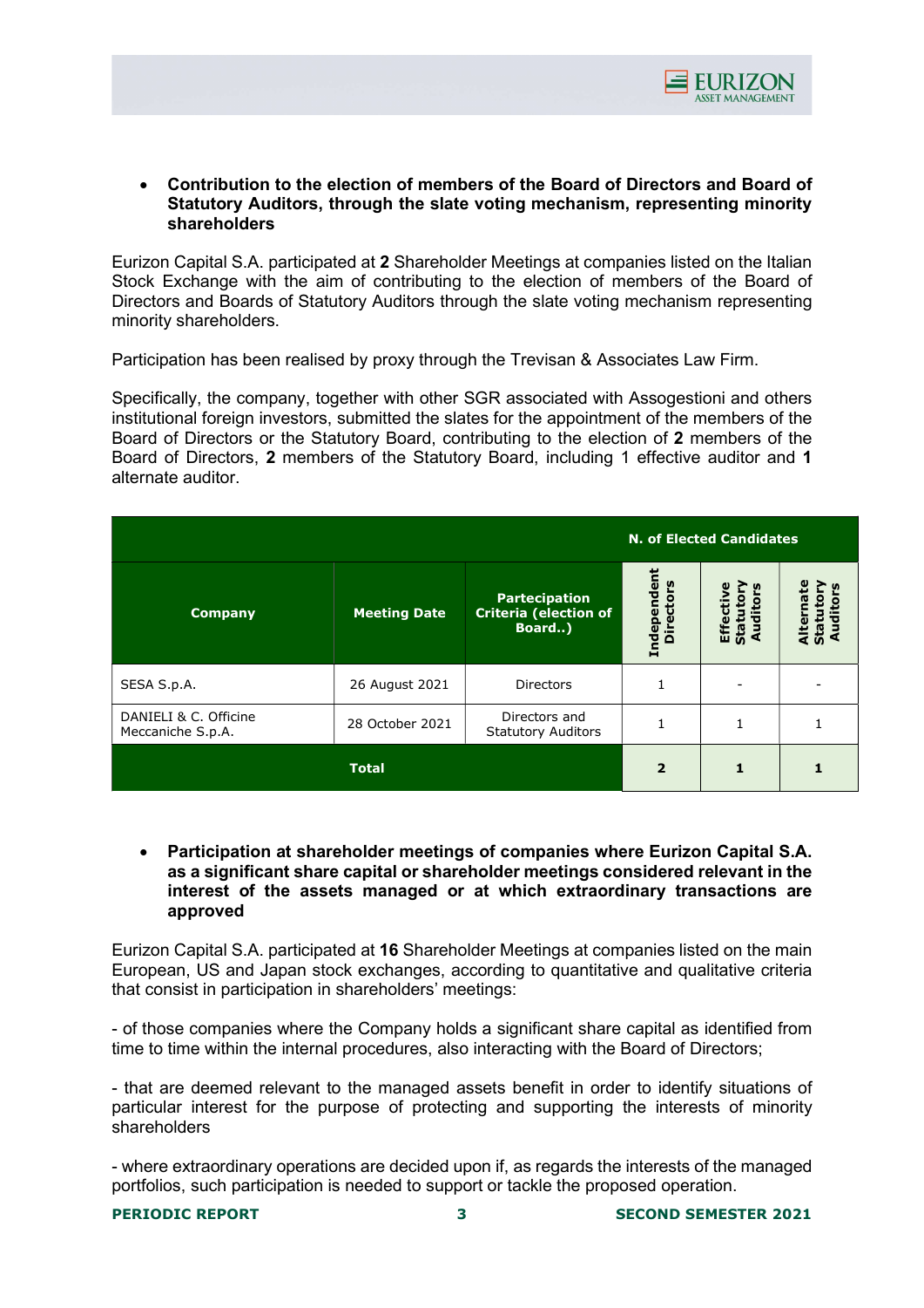- **Contribution to the election of members of the Board of Directors and Board of Statutory Auditors, through the slate voting mechanism, representing minority shareholders**

Eurizon Capital S.A. participated at **2** Shareholder Meetings at companies listed on the Italian Stock Exchange with the aim of contributing to the election of members of the Board of Directors and Boards of Statutory Auditors through the slate voting mechanism representing minority shareholders.

Participation has been realised by proxy through the Trevisan & Associates Law Firm.

Specifically, the company, together with other SGR associated with Assogestioni and others institutional foreign investors, submitted the slates for the appointment of the members of the Board of Directors or the Statutory Board, contributing to the election of **2** members of the Board of Directors, **2** members of the Statutory Board, including 1 effective auditor and **1** alternate auditor.

| | | | N. of Elected Candidates | | |
|---|---|---|---|---|---|
| **Company** | **Meeting Date** | **Partecipation Criteria (election of Board..)** | **Independent Directors** | **Effective Statutory Auditors** | **Alternate Statutory Auditors** |
| SESA S.p.A. | 26 August 2021 | Directors | 1 | - | - |
| DANIELI & C. Officine Meccaniche S.p.A. | 28 October 2021 | Directors and Statutory Auditors | 1 | 1 | 1 |
| **Total** | | | **2** | **1** | **1** |

- **Participation at shareholder meetings of companies where Eurizon Capital S.A. as a significant share capital or shareholder meetings considered relevant in the interest of the assets managed or at which extraordinary transactions are approved**

Eurizon Capital S.A. participated at **16** Shareholder Meetings at companies listed on the main European, US and Japan stock exchanges, according to quantitative and qualitative criteria that consist in participation in shareholders' meetings:

- of those companies where the Company holds a significant share capital as identified from time to time within the internal procedures, also interacting with the Board of Directors;

- that are deemed relevant to the managed assets benefit in order to identify situations of particular interest for the purpose of protecting and supporting the interests of minority shareholders

- where extraordinary operations are decided upon if, as regards the interests of the managed portfolios, such participation is needed to support or tackle the proposed operation.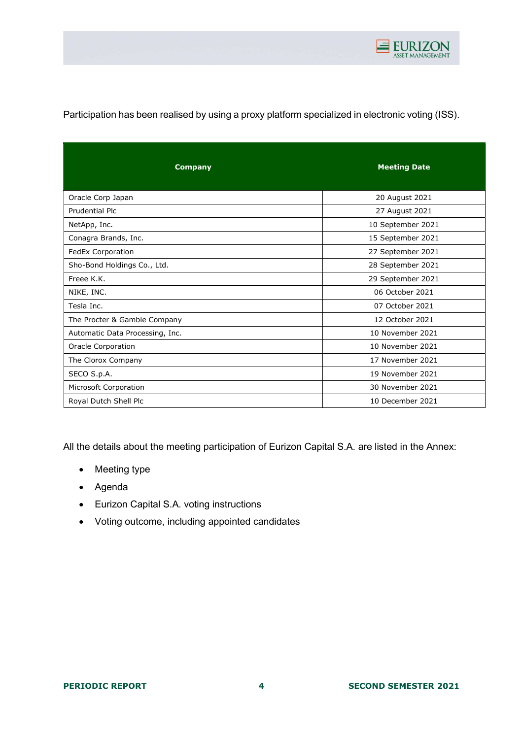Participation has been realised by using a proxy platform specialized in electronic voting (ISS).

| Company | Meeting Date |
|---|---|
| Oracle Corp Japan | 20 August 2021 |
| Prudential Plc | 27 August 2021 |
| NetApp, Inc. | 10 September 2021 |
| Conagra Brands, Inc. | 15 September 2021 |
| FedEx Corporation | 27 September 2021 |
| Sho-Bond Holdings Co., Ltd. | 28 September 2021 |
| Freee K.K. | 29 September 2021 |
| NIKE, INC. | 06 October 2021 |
| Tesla Inc. | 07 October 2021 |
| The Procter & Gamble Company | 12 October 2021 |
| Automatic Data Processing, Inc. | 10 November 2021 |
| Oracle Corporation | 10 November 2021 |
| The Clorox Company | 17 November 2021 |
| SECO S.p.A. | 19 November 2021 |
| Microsoft Corporation | 30 November 2021 |
| Royal Dutch Shell Plc | 10 December 2021 |

All the details about the meeting participation of Eurizon Capital S.A. are listed in the Annex:

- Meeting type
- Agenda
- Eurizon Capital S.A. voting instructions
- Voting outcome, including appointed candidates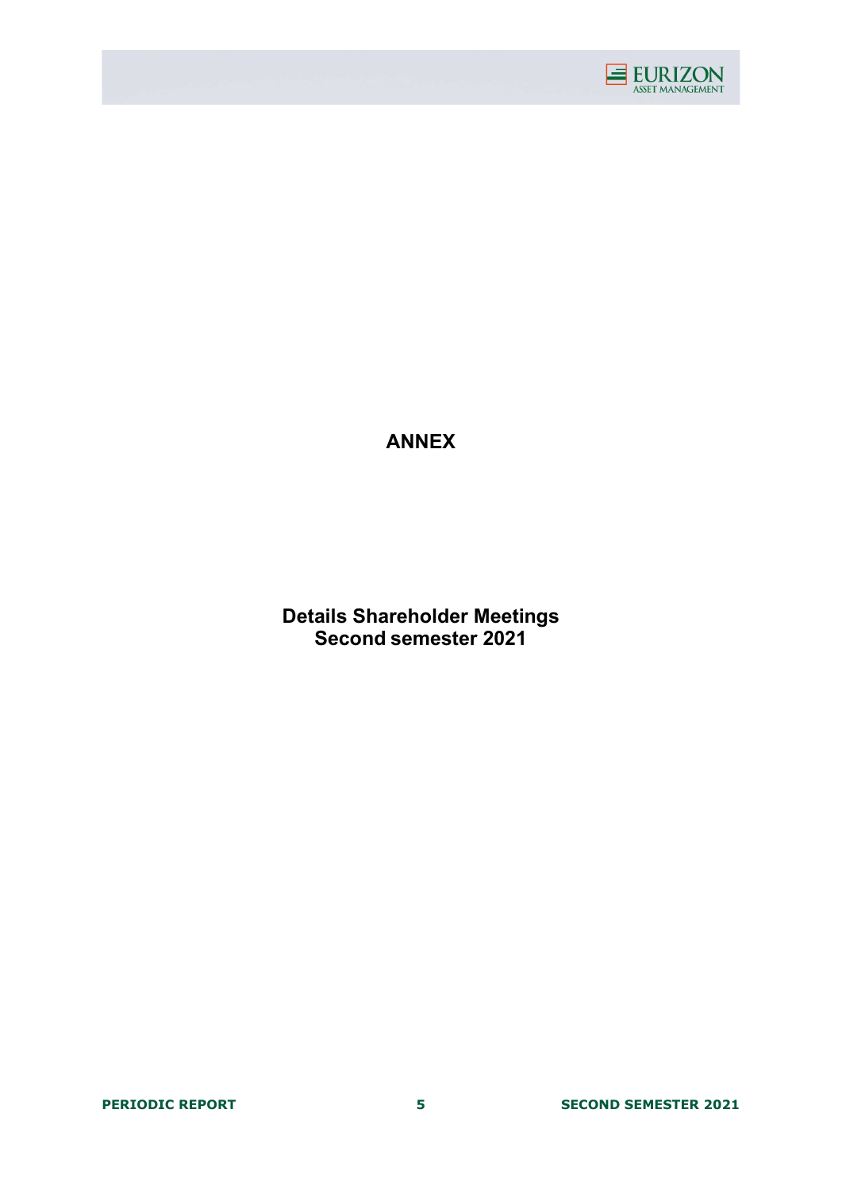# ANNEX

## Details Shareholder Meetings
## Second semester 2021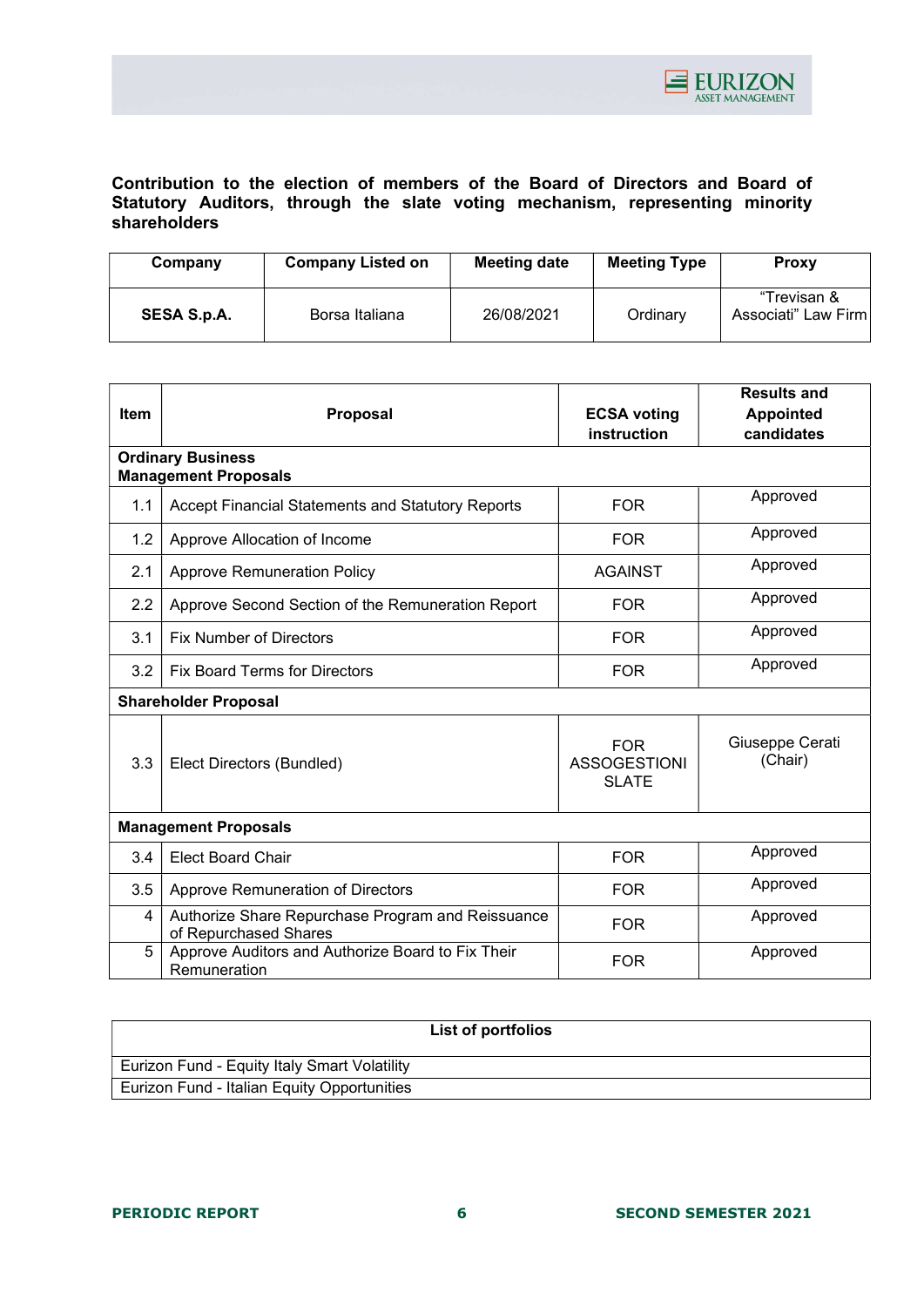**Contribution to the election of members of the Board of Directors and Board of Statutory Auditors, through the slate voting mechanism, representing minority shareholders**

| Company | Company Listed on | Meeting date | Meeting Type | Proxy |
|---|---|---|---|---|
| **SESA S.p.A.** | Borsa Italiana | 26/08/2021 | Ordinary | "Trevisan & Associati" Law Firm |

| Item | Proposal | ECSA voting instruction | Results and Appointed candidates |
|---|---|---|---|
| **Ordinary Business** **Management Proposals** | | | |
| 1.1 | Accept Financial Statements and Statutory Reports | FOR | Approved |
| 1.2 | Approve Allocation of Income | FOR | Approved |
| 2.1 | Approve Remuneration Policy | AGAINST | Approved |
| 2.2 | Approve Second Section of the Remuneration Report | FOR | Approved |
| 3.1 | Fix Number of Directors | FOR | Approved |
| 3.2 | Fix Board Terms for Directors | FOR | Approved |
| **Shareholder Proposal** | | | |
| 3.3 | Elect Directors (Bundled) | FOR ASSOGESTIONI SLATE | Giuseppe Cerati (Chair) |
| **Management Proposals** | | | |
| 3.4 | Elect Board Chair | FOR | Approved |
| 3.5 | Approve Remuneration of Directors | FOR | Approved |
| 4 | Authorize Share Repurchase Program and Reissuance of Repurchased Shares | FOR | Approved |
| 5 | Approve Auditors and Authorize Board to Fix Their Remuneration | FOR | Approved |

| List of portfolios |
|---|
| Eurizon Fund - Equity Italy Smart Volatility |
| Eurizon Fund - Italian Equity Opportunities |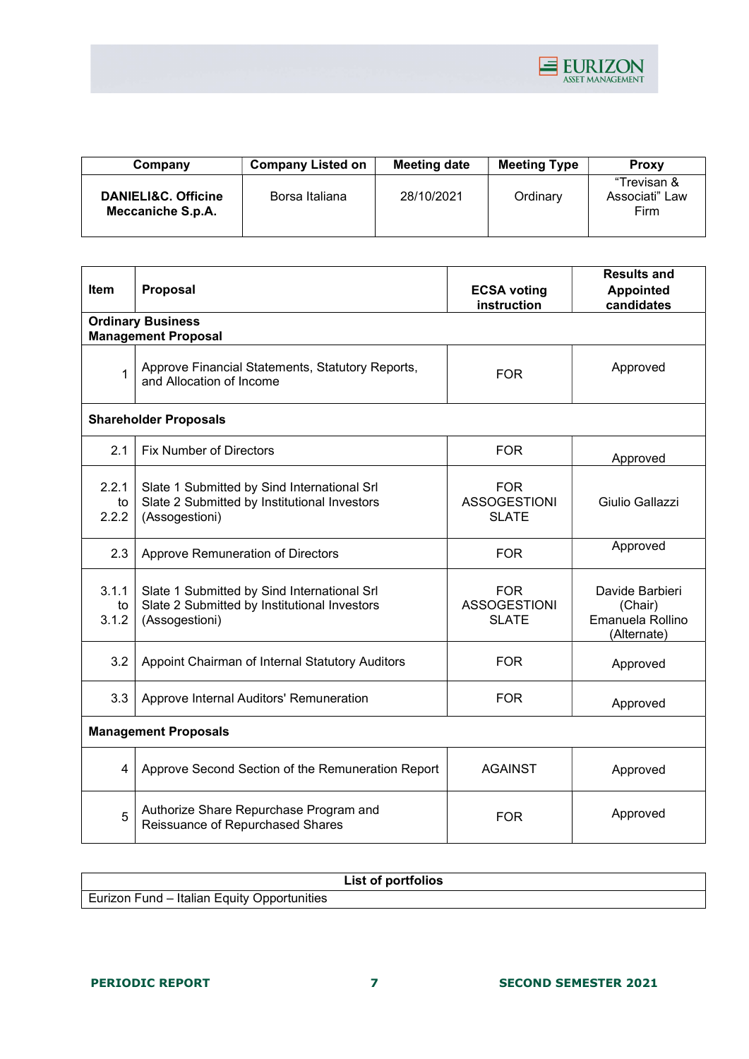| Company | Company Listed on | Meeting date | Meeting Type | Proxy |
|---|---|---|---|---|
| **DANIELI&C. Officine Meccaniche S.p.A.** | Borsa Italiana | 28/10/2021 | Ordinary | "Trevisan & Associati" Law Firm |

| Item | Proposal | ECSA voting instruction | Results and Appointed candidates |
|---|---|---|---|
| **Ordinary Business** **Management Proposal** | | | |
| 1 | Approve Financial Statements, Statutory Reports, and Allocation of Income | FOR | Approved |
| **Shareholder Proposals** | | | |
| 2.1 | Fix Number of Directors | FOR | Approved |
| 2.2.1 to 2.2.2 | Slate 1 Submitted by Sind International Srl<br>Slate 2 Submitted by Institutional Investors (Assogestioni) | FOR ASSOGESTIONI SLATE | Giulio Gallazzi |
| 2.3 | Approve Remuneration of Directors | FOR | Approved |
| 3.1.1 to 3.1.2 | Slate 1 Submitted by Sind International Srl<br>Slate 2 Submitted by Institutional Investors (Assogestioni) | FOR ASSOGESTIONI SLATE | Davide Barbieri (Chair)<br>Emanuela Rollino (Alternate) |
| 3.2 | Appoint Chairman of Internal Statutory Auditors | FOR | Approved |
| 3.3 | Approve Internal Auditors' Remuneration | FOR | Approved |
| **Management Proposals** | | | |
| 4 | Approve Second Section of the Remuneration Report | AGAINST | Approved |
| 5 | Authorize Share Repurchase Program and Reissuance of Repurchased Shares | FOR | Approved |

| List of portfolios |
|---|
| Eurizon Fund – Italian Equity Opportunities |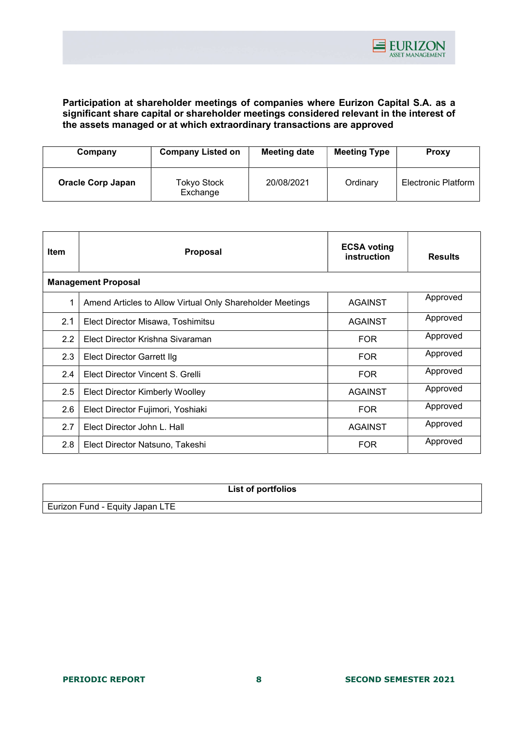**Participation at shareholder meetings of companies where Eurizon Capital S.A. as a significant share capital or shareholder meetings considered relevant in the interest of the assets managed or at which extraordinary transactions are approved**

| Company | Company Listed on | Meeting date | Meeting Type | Proxy |
|---|---|---|---|---|
| **Oracle Corp Japan** | Tokyo Stock Exchange | 20/08/2021 | Ordinary | Electronic Platform |

| Item | Proposal | ECSA voting instruction | Results |
|---|---|---|---|
| **Management Proposal** | | | |
| 1 | Amend Articles to Allow Virtual Only Shareholder Meetings | AGAINST | Approved |
| 2.1 | Elect Director Misawa, Toshimitsu | AGAINST | Approved |
| 2.2 | Elect Director Krishna Sivaraman | FOR | Approved |
| 2.3 | Elect Director Garrett Ilg | FOR | Approved |
| 2.4 | Elect Director Vincent S. Grelli | FOR | Approved |
| 2.5 | Elect Director Kimberly Woolley | AGAINST | Approved |
| 2.6 | Elect Director Fujimori, Yoshiaki | FOR | Approved |
| 2.7 | Elect Director John L. Hall | AGAINST | Approved |
| 2.8 | Elect Director Natsuno, Takeshi | FOR | Approved |

| List of portfolios |
|---|
| Eurizon Fund - Equity Japan LTE |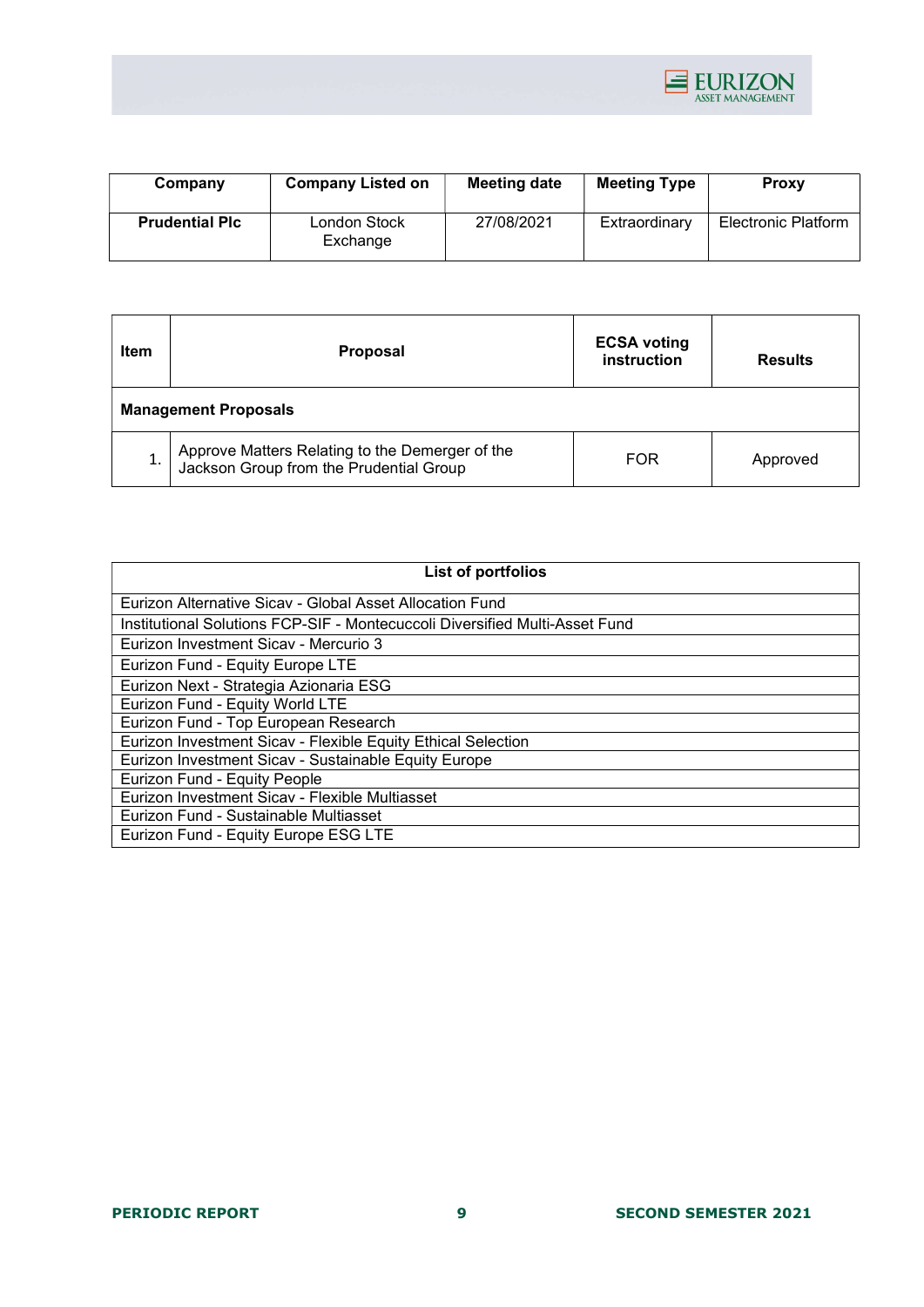| Company | Company Listed on | Meeting date | Meeting Type | Proxy |
|---|---|---|---|---|
| **Prudential Plc** | London Stock Exchange | 27/08/2021 | Extraordinary | Electronic Platform |

| Item | Proposal | ECSA voting instruction | Results |
|---|---|---|---|
| **Management Proposals** | | | |
| 1. | Approve Matters Relating to the Demerger of the Jackson Group from the Prudential Group | FOR | Approved |

| List of portfolios |
|---|
| Eurizon Alternative Sicav - Global Asset Allocation Fund |
| Institutional Solutions FCP-SIF - Montecuccoli Diversified Multi-Asset Fund |
| Eurizon Investment Sicav - Mercurio 3 |
| Eurizon Fund - Equity Europe LTE |
| Eurizon Next - Strategia Azionaria ESG |
| Eurizon Fund - Equity World LTE |
| Eurizon Fund - Top European Research |
| Eurizon Investment Sicav - Flexible Equity Ethical Selection |
| Eurizon Investment Sicav - Sustainable Equity Europe |
| Eurizon Fund - Equity People |
| Eurizon Investment Sicav - Flexible Multiasset |
| Eurizon Fund - Sustainable Multiasset |
| Eurizon Fund - Equity Europe ESG LTE |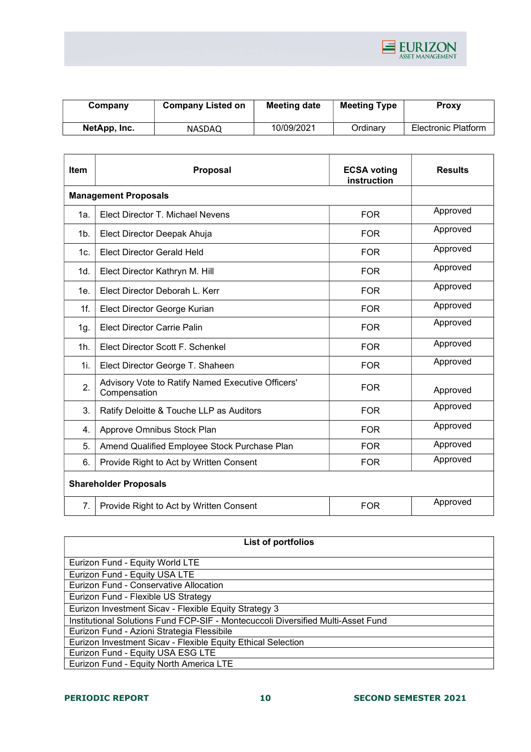| Company | Company Listed on | Meeting date | Meeting Type | Proxy |
|---|---|---|---|---|
| NetApp, Inc. | NASDAQ | 10/09/2021 | Ordinary | Electronic Platform |

| Item | Proposal | ECSA voting instruction | Results |
|---|---|---|---|
| **Management Proposals** | | | |
| 1a. | Elect Director T. Michael Nevens | FOR | Approved |
| 1b. | Elect Director Deepak Ahuja | FOR | Approved |
| 1c. | Elect Director Gerald Held | FOR | Approved |
| 1d. | Elect Director Kathryn M. Hill | FOR | Approved |
| 1e. | Elect Director Deborah L. Kerr | FOR | Approved |
| 1f. | Elect Director George Kurian | FOR | Approved |
| 1g. | Elect Director Carrie Palin | FOR | Approved |
| 1h. | Elect Director Scott F. Schenkel | FOR | Approved |
| 1i. | Elect Director George T. Shaheen | FOR | Approved |
| 2. | Advisory Vote to Ratify Named Executive Officers' Compensation | FOR | Approved |
| 3. | Ratify Deloitte & Touche LLP as Auditors | FOR | Approved |
| 4. | Approve Omnibus Stock Plan | FOR | Approved |
| 5. | Amend Qualified Employee Stock Purchase Plan | FOR | Approved |
| 6. | Provide Right to Act by Written Consent | FOR | Approved |
| **Shareholder Proposals** | | | |
| 7. | Provide Right to Act by Written Consent | FOR | Approved |

| List of portfolios |
|---|
| Eurizon Fund - Equity World LTE |
| Eurizon Fund - Equity USA LTE |
| Eurizon Fund - Conservative Allocation |
| Eurizon Fund - Flexible US Strategy |
| Eurizon Investment Sicav - Flexible Equity Strategy 3 |
| Institutional Solutions Fund FCP-SIF - Montecuccoli Diversified Multi-Asset Fund |
| Eurizon Fund - Azioni Strategia Flessibile |
| Eurizon Investment Sicav - Flexible Equity Ethical Selection |
| Eurizon Fund - Equity USA ESG LTE |
| Eurizon Fund - Equity North America LTE |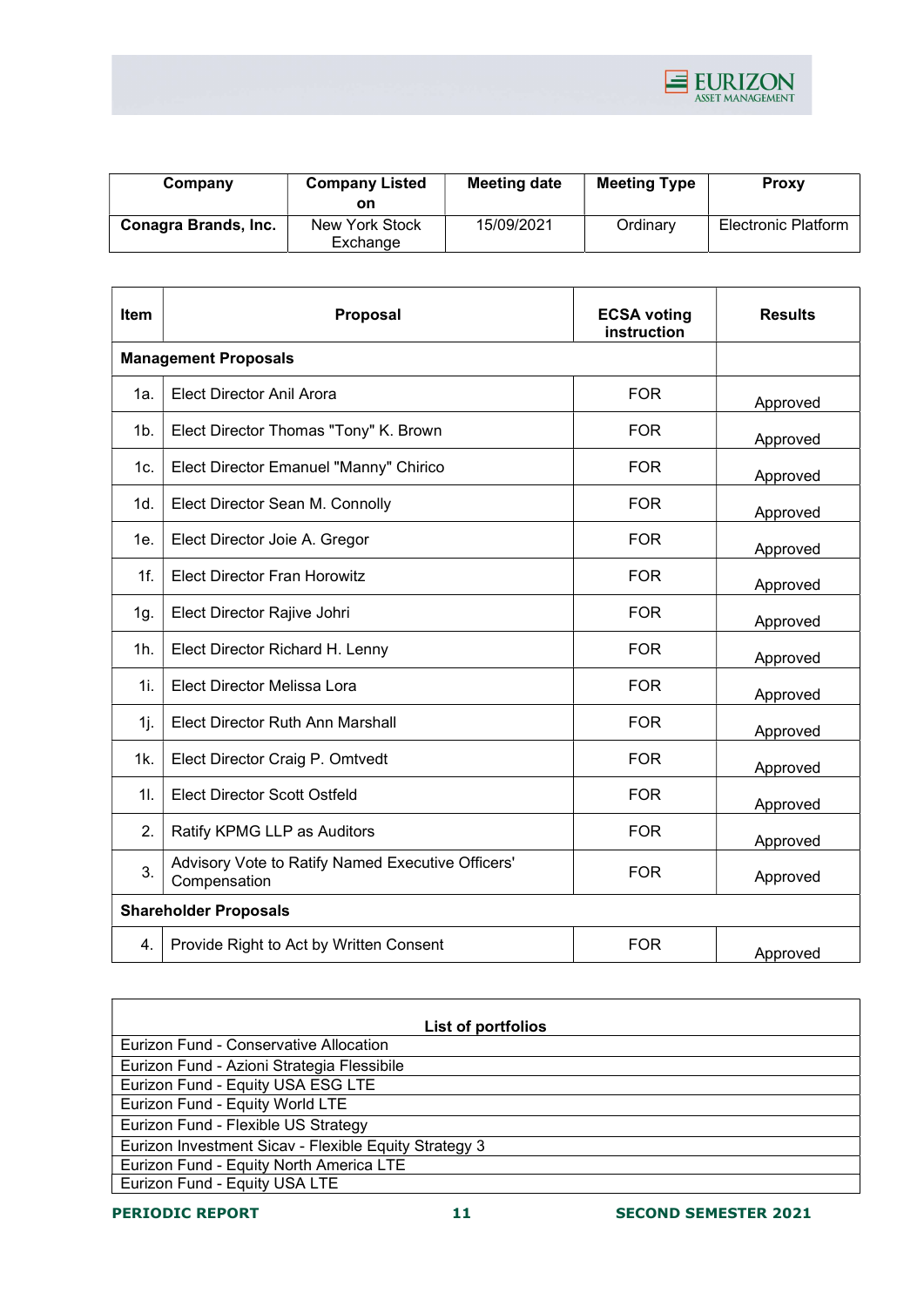| Company | Company Listed on | Meeting date | Meeting Type | Proxy |
|---|---|---|---|---|
| **Conagra Brands, Inc.** | New York Stock Exchange | 15/09/2021 | Ordinary | Electronic Platform |

| Item | Proposal | ECSA voting instruction | Results |
|---|---|---|---|
| **Management Proposals** | | | |
| 1a. | Elect Director Anil Arora | FOR | Approved |
| 1b. | Elect Director Thomas "Tony" K. Brown | FOR | Approved |
| 1c. | Elect Director Emanuel "Manny" Chirico | FOR | Approved |
| 1d. | Elect Director Sean M. Connolly | FOR | Approved |
| 1e. | Elect Director Joie A. Gregor | FOR | Approved |
| 1f. | Elect Director Fran Horowitz | FOR | Approved |
| 1g. | Elect Director Rajive Johri | FOR | Approved |
| 1h. | Elect Director Richard H. Lenny | FOR | Approved |
| 1i. | Elect Director Melissa Lora | FOR | Approved |
| 1j. | Elect Director Ruth Ann Marshall | FOR | Approved |
| 1k. | Elect Director Craig P. Omtvedt | FOR | Approved |
| 1l. | Elect Director Scott Ostfeld | FOR | Approved |
| 2. | Ratify KPMG LLP as Auditors | FOR | Approved |
| 3. | Advisory Vote to Ratify Named Executive Officers' Compensation | FOR | Approved |
| **Shareholder Proposals** | | | |
| 4. | Provide Right to Act by Written Consent | FOR | Approved |

| List of portfolios |
|---|
| Eurizon Fund - Conservative Allocation |
| Eurizon Fund - Azioni Strategia Flessibile |
| Eurizon Fund - Equity USA ESG LTE |
| Eurizon Fund - Equity World LTE |
| Eurizon Fund - Flexible US Strategy |
| Eurizon Investment Sicav - Flexible Equity Strategy 3 |
| Eurizon Fund - Equity North America LTE |
| Eurizon Fund - Equity USA LTE |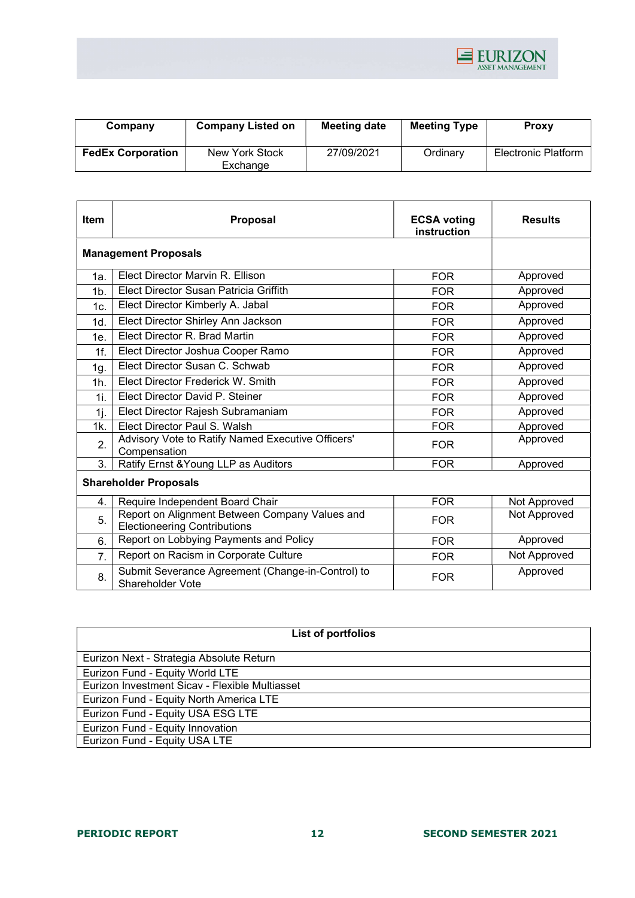| Company | Company Listed on | Meeting date | Meeting Type | Proxy |
|---|---|---|---|---|
| **FedEx Corporation** | New York Stock Exchange | 27/09/2021 | Ordinary | Electronic Platform |

| Item | Proposal | ECSA voting instruction | Results |
|---|---|---|---|
| **Management Proposals** | | | |
| 1a. | Elect Director Marvin R. Ellison | FOR | Approved |
| 1b. | Elect Director Susan Patricia Griffith | FOR | Approved |
| 1c. | Elect Director Kimberly A. Jabal | FOR | Approved |
| 1d. | Elect Director Shirley Ann Jackson | FOR | Approved |
| 1e. | Elect Director R. Brad Martin | FOR | Approved |
| 1f. | Elect Director Joshua Cooper Ramo | FOR | Approved |
| 1g. | Elect Director Susan C. Schwab | FOR | Approved |
| 1h. | Elect Director Frederick W. Smith | FOR | Approved |
| 1i. | Elect Director David P. Steiner | FOR | Approved |
| 1j. | Elect Director Rajesh Subramaniam | FOR | Approved |
| 1k. | Elect Director Paul S. Walsh | FOR | Approved |
| 2. | Advisory Vote to Ratify Named Executive Officers' Compensation | FOR | Approved |
| 3. | Ratify Ernst &Young LLP as Auditors | FOR | Approved |
| **Shareholder Proposals** | | | |
| 4. | Require Independent Board Chair | FOR | Not Approved |
| 5. | Report on Alignment Between Company Values and Electioneering Contributions | FOR | Not Approved |
| 6. | Report on Lobbying Payments and Policy | FOR | Approved |
| 7. | Report on Racism in Corporate Culture | FOR | Not Approved |
| 8. | Submit Severance Agreement (Change-in-Control) to Shareholder Vote | FOR | Approved |

| List of portfolios |
|---|
| Eurizon Next - Strategia Absolute Return |
| Eurizon Fund - Equity World LTE |
| Eurizon Investment Sicav - Flexible Multiasset |
| Eurizon Fund - Equity North America LTE |
| Eurizon Fund - Equity USA ESG LTE |
| Eurizon Fund - Equity Innovation |
| Eurizon Fund - Equity USA LTE |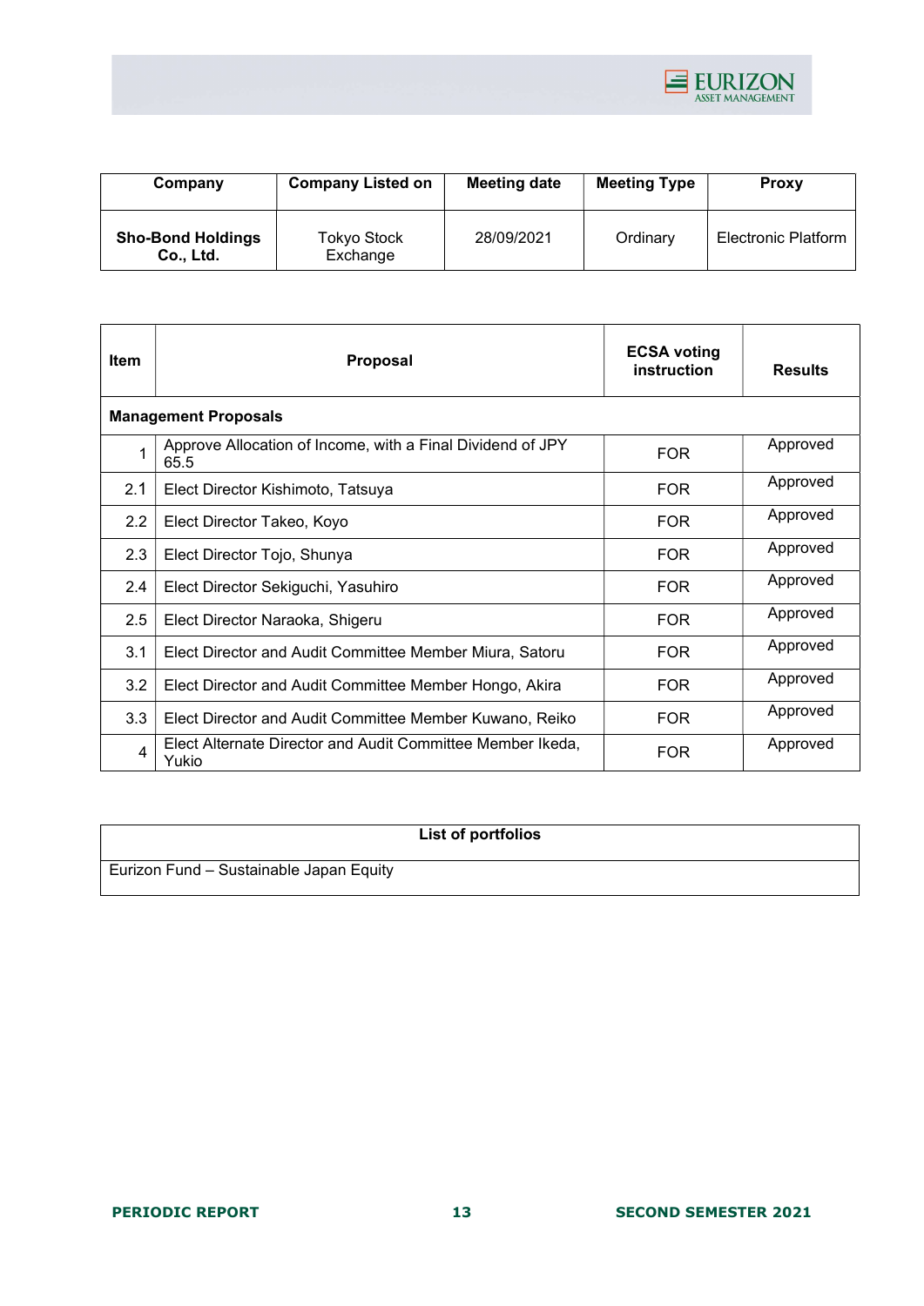| Company | Company Listed on | Meeting date | Meeting Type | Proxy |
|---|---|---|---|---|
| **Sho-Bond Holdings Co., Ltd.** | Tokyo Stock Exchange | 28/09/2021 | Ordinary | Electronic Platform |

| Item | Proposal | ECSA voting instruction | Results |
|---|---|---|---|
| **Management Proposals** | | | |
| 1 | Approve Allocation of Income, with a Final Dividend of JPY 65.5 | FOR | Approved |
| 2.1 | Elect Director Kishimoto, Tatsuya | FOR | Approved |
| 2.2 | Elect Director Takeo, Koyo | FOR | Approved |
| 2.3 | Elect Director Tojo, Shunya | FOR | Approved |
| 2.4 | Elect Director Sekiguchi, Yasuhiro | FOR | Approved |
| 2.5 | Elect Director Naraoka, Shigeru | FOR | Approved |
| 3.1 | Elect Director and Audit Committee Member Miura, Satoru | FOR | Approved |
| 3.2 | Elect Director and Audit Committee Member Hongo, Akira | FOR | Approved |
| 3.3 | Elect Director and Audit Committee Member Kuwano, Reiko | FOR | Approved |
| 4 | Elect Alternate Director and Audit Committee Member Ikeda, Yukio | FOR | Approved |

| List of portfolios |
|---|
| Eurizon Fund – Sustainable Japan Equity |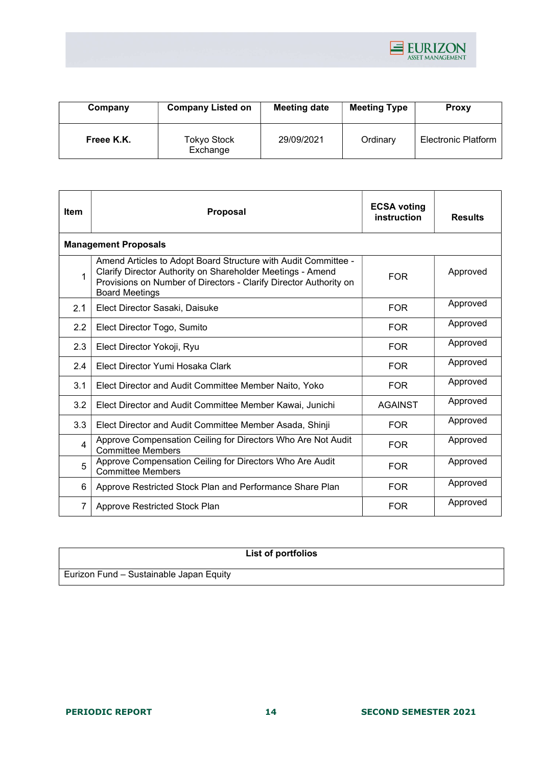| Company | Company Listed on | Meeting date | Meeting Type | Proxy |
| --- | --- | --- | --- | --- |
| **Freee K.K.** | Tokyo Stock Exchange | 29/09/2021 | Ordinary | Electronic Platform |

| Item | Proposal | ECSA voting instruction | Results |
| --- | --- | --- | --- |
| **Management Proposals** | | | |
| 1 | Amend Articles to Adopt Board Structure with Audit Committee - Clarify Director Authority on Shareholder Meetings - Amend Provisions on Number of Directors - Clarify Director Authority on Board Meetings | FOR | Approved |
| 2.1 | Elect Director Sasaki, Daisuke | FOR | Approved |
| 2.2 | Elect Director Togo, Sumito | FOR | Approved |
| 2.3 | Elect Director Yokoji, Ryu | FOR | Approved |
| 2.4 | Elect Director Yumi Hosaka Clark | FOR | Approved |
| 3.1 | Elect Director and Audit Committee Member Naito, Yoko | FOR | Approved |
| 3.2 | Elect Director and Audit Committee Member Kawai, Junichi | AGAINST | Approved |
| 3.3 | Elect Director and Audit Committee Member Asada, Shinji | FOR | Approved |
| 4 | Approve Compensation Ceiling for Directors Who Are Not Audit Committee Members | FOR | Approved |
| 5 | Approve Compensation Ceiling for Directors Who Are Audit Committee Members | FOR | Approved |
| 6 | Approve Restricted Stock Plan and Performance Share Plan | FOR | Approved |
| 7 | Approve Restricted Stock Plan | FOR | Approved |

| List of portfolios |
| --- |
| Eurizon Fund – Sustainable Japan Equity |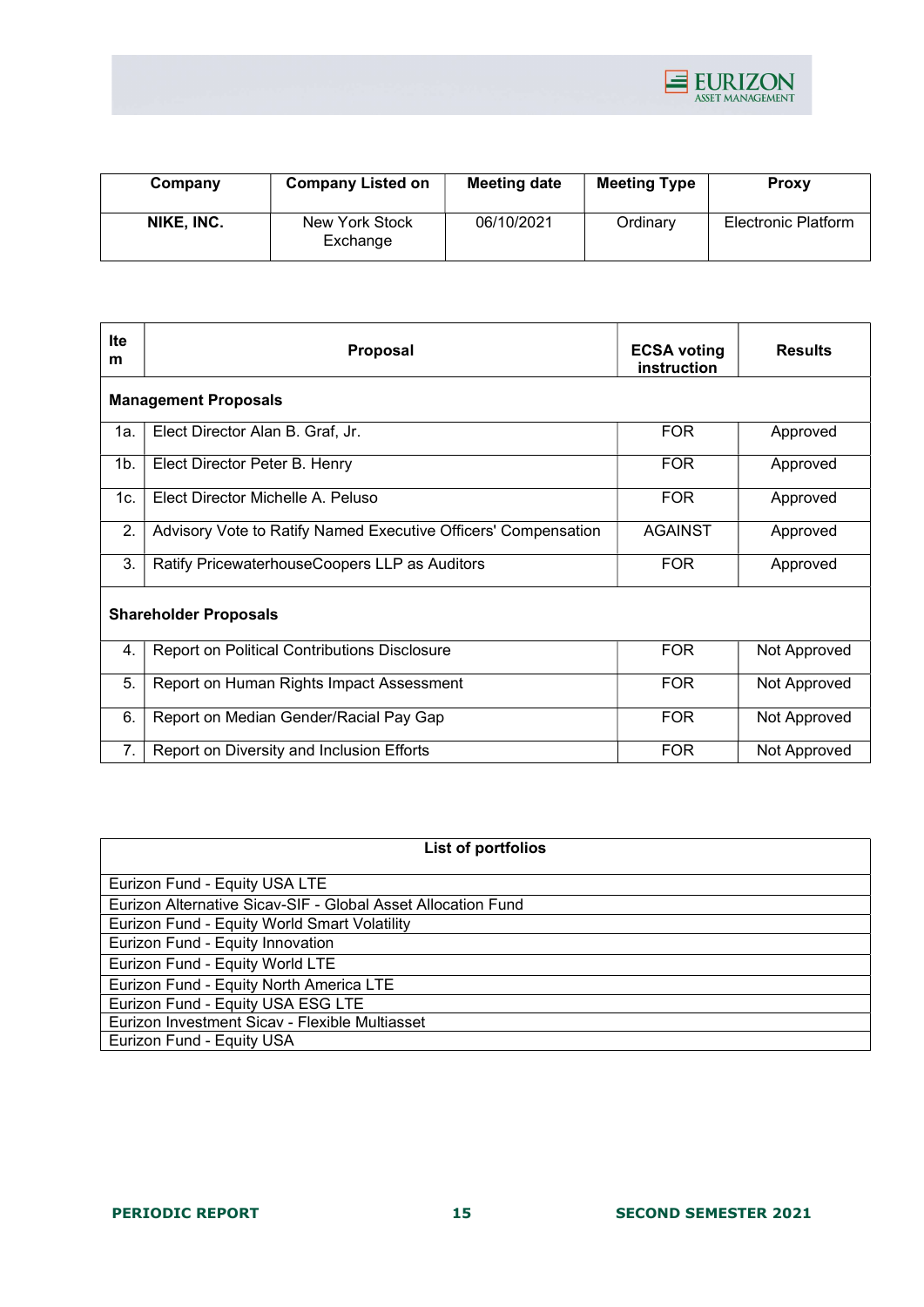| Company | Company Listed on | Meeting date | Meeting Type | Proxy |
|---|---|---|---|---|
| NIKE, INC. | New York Stock Exchange | 06/10/2021 | Ordinary | Electronic Platform |

| Item | Proposal | ECSA voting instruction | Results |
|---|---|---|---|
| **Management Proposals** | | | |
| 1a. | Elect Director Alan B. Graf, Jr. | FOR | Approved |
| 1b. | Elect Director Peter B. Henry | FOR | Approved |
| 1c. | Elect Director Michelle A. Peluso | FOR | Approved |
| 2. | Advisory Vote to Ratify Named Executive Officers' Compensation | AGAINST | Approved |
| 3. | Ratify PricewaterhouseCoopers LLP as Auditors | FOR | Approved |
| **Shareholder Proposals** | | | |
| 4. | Report on Political Contributions Disclosure | FOR | Not Approved |
| 5. | Report on Human Rights Impact Assessment | FOR | Not Approved |
| 6. | Report on Median Gender/Racial Pay Gap | FOR | Not Approved |
| 7. | Report on Diversity and Inclusion Efforts | FOR | Not Approved |

| List of portfolios |
|---|
| Eurizon Fund - Equity USA LTE |
| Eurizon Alternative Sicav-SIF - Global Asset Allocation Fund |
| Eurizon Fund - Equity World Smart Volatility |
| Eurizon Fund - Equity Innovation |
| Eurizon Fund - Equity World LTE |
| Eurizon Fund - Equity North America LTE |
| Eurizon Fund - Equity USA ESG LTE |
| Eurizon Investment Sicav - Flexible Multiasset |
| Eurizon Fund - Equity USA |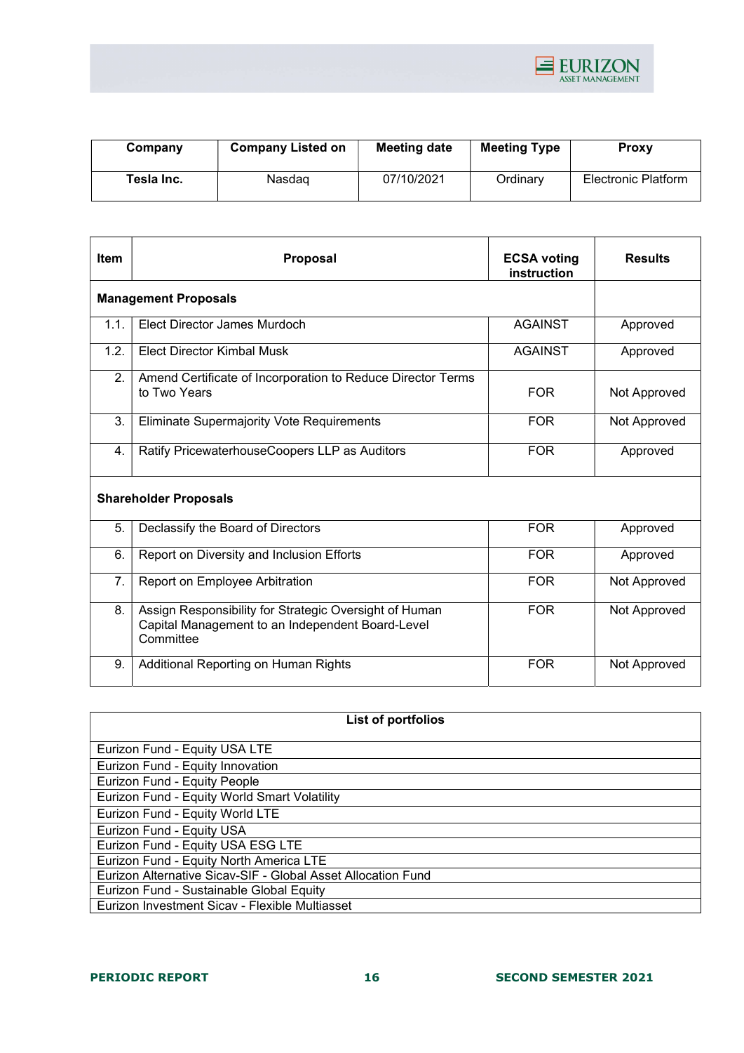| Company | Company Listed on | Meeting date | Meeting Type | Proxy |
|---|---|---|---|---|
| **Tesla Inc.** | Nasdaq | 07/10/2021 | Ordinary | Electronic Platform |

| Item | Proposal | ECSA voting instruction | Results |
|---|---|---|---|
| **Management Proposals** | | | |
| 1.1. | Elect Director James Murdoch | AGAINST | Approved |
| 1.2. | Elect Director Kimbal Musk | AGAINST | Approved |
| 2. | Amend Certificate of Incorporation to Reduce Director Terms to Two Years | FOR | Not Approved |
| 3. | Eliminate Supermajority Vote Requirements | FOR | Not Approved |
| 4. | Ratify PricewaterhouseCoopers LLP as Auditors | FOR | Approved |
| **Shareholder Proposals** | | | |
| 5. | Declassify the Board of Directors | FOR | Approved |
| 6. | Report on Diversity and Inclusion Efforts | FOR | Approved |
| 7. | Report on Employee Arbitration | FOR | Not Approved |
| 8. | Assign Responsibility for Strategic Oversight of Human Capital Management to an Independent Board-Level Committee | FOR | Not Approved |
| 9. | Additional Reporting on Human Rights | FOR | Not Approved |

| List of portfolios |
|---|
| Eurizon Fund - Equity USA LTE |
| Eurizon Fund - Equity Innovation |
| Eurizon Fund - Equity People |
| Eurizon Fund - Equity World Smart Volatility |
| Eurizon Fund - Equity World LTE |
| Eurizon Fund - Equity USA |
| Eurizon Fund - Equity USA ESG LTE |
| Eurizon Fund - Equity North America LTE |
| Eurizon Alternative Sicav-SIF - Global Asset Allocation Fund |
| Eurizon Fund - Sustainable Global Equity |
| Eurizon Investment Sicav - Flexible Multiasset |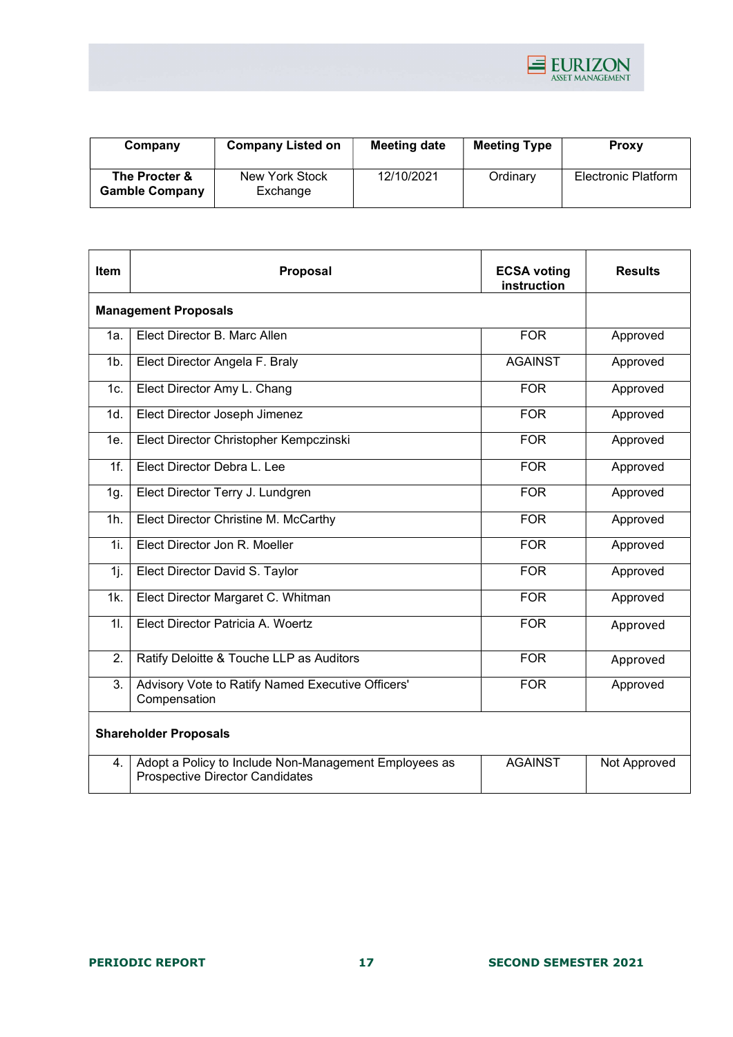| Company | Company Listed on | Meeting date | Meeting Type | Proxy |
|---|---|---|---|---|
| **The Procter & Gamble Company** | New York Stock Exchange | 12/10/2021 | Ordinary | Electronic Platform |

| Item | Proposal | ECSA voting instruction | Results |
|---|---|---|---|
| **Management Proposals** | | | |
| 1a. | Elect Director B. Marc Allen | FOR | Approved |
| 1b. | Elect Director Angela F. Braly | AGAINST | Approved |
| 1c. | Elect Director Amy L. Chang | FOR | Approved |
| 1d. | Elect Director Joseph Jimenez | FOR | Approved |
| 1e. | Elect Director Christopher Kempczinski | FOR | Approved |
| 1f. | Elect Director Debra L. Lee | FOR | Approved |
| 1g. | Elect Director Terry J. Lundgren | FOR | Approved |
| 1h. | Elect Director Christine M. McCarthy | FOR | Approved |
| 1i. | Elect Director Jon R. Moeller | FOR | Approved |
| 1j. | Elect Director David S. Taylor | FOR | Approved |
| 1k. | Elect Director Margaret C. Whitman | FOR | Approved |
| 1l. | Elect Director Patricia A. Woertz | FOR | Approved |
| 2. | Ratify Deloitte & Touche LLP as Auditors | FOR | Approved |
| 3. | Advisory Vote to Ratify Named Executive Officers' Compensation | FOR | Approved |
| **Shareholder Proposals** | | | |
| 4. | Adopt a Policy to Include Non-Management Employees as Prospective Director Candidates | AGAINST | Not Approved |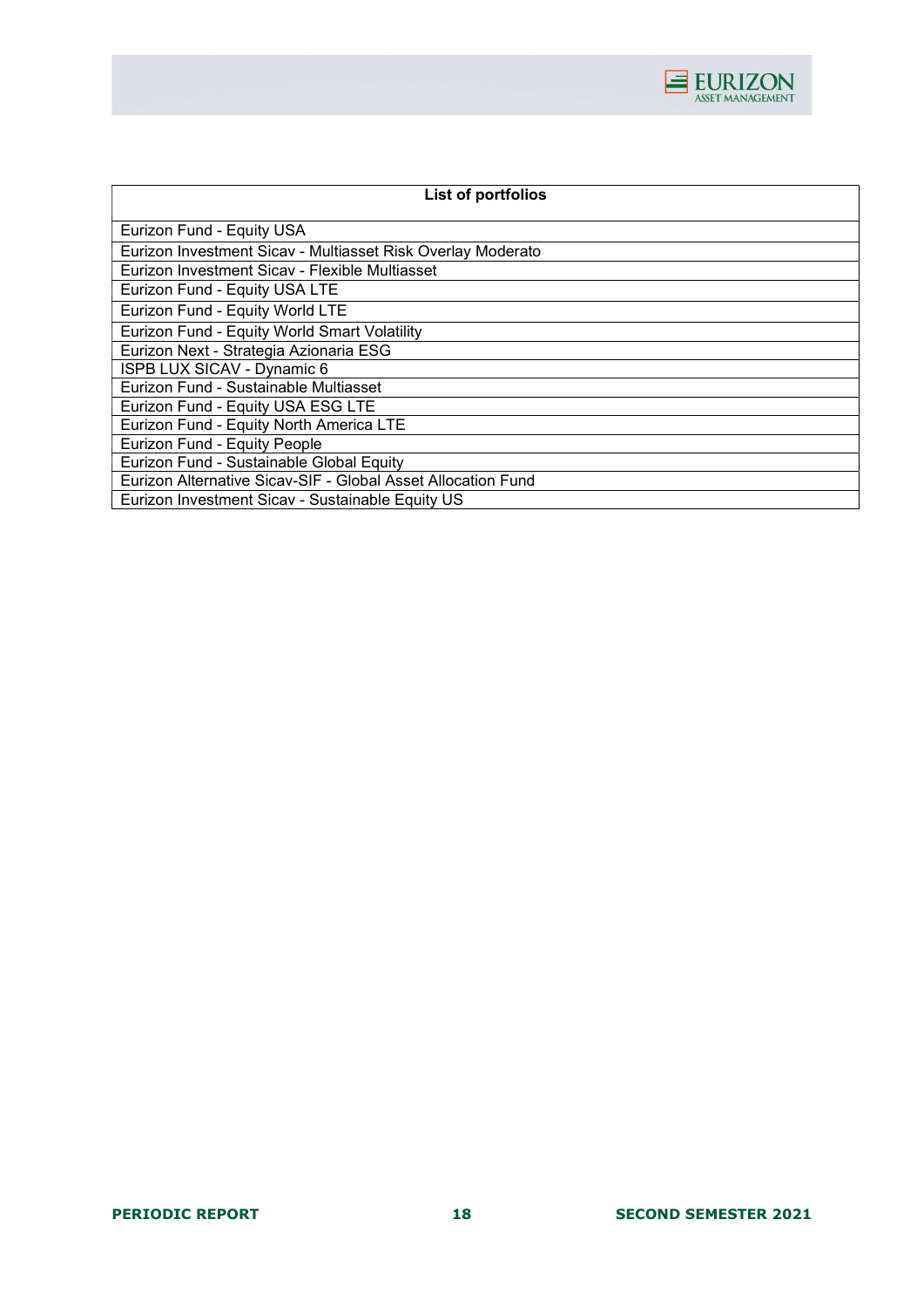| List of portfolios |
|---|
| Eurizon Fund - Equity USA |
| Eurizon Investment Sicav - Multiasset Risk Overlay Moderato |
| Eurizon Investment Sicav - Flexible Multiasset |
| Eurizon Fund - Equity USA LTE |
| Eurizon Fund - Equity World LTE |
| Eurizon Fund - Equity World Smart Volatility |
| Eurizon Next - Strategia Azionaria ESG |
| ISPB LUX SICAV - Dynamic 6 |
| Eurizon Fund - Sustainable Multiasset |
| Eurizon Fund - Equity USA ESG LTE |
| Eurizon Fund - Equity North America LTE |
| Eurizon Fund - Equity People |
| Eurizon Fund - Sustainable Global Equity |
| Eurizon Alternative Sicav-SIF - Global Asset Allocation Fund |
| Eurizon Investment Sicav - Sustainable Equity US |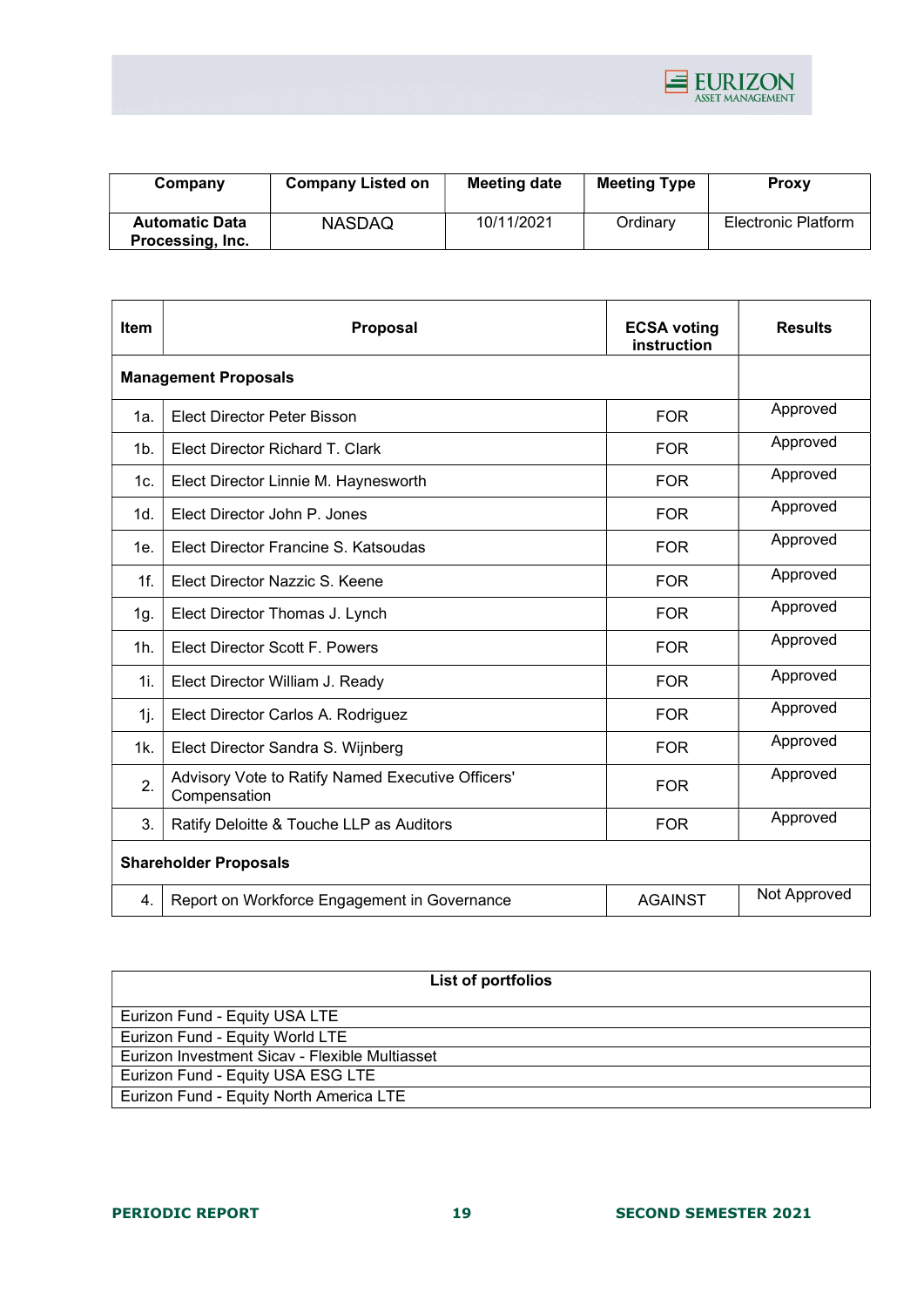| Company | Company Listed on | Meeting date | Meeting Type | Proxy |
|---|---|---|---|---|
| **Automatic Data Processing, Inc.** | NASDAQ | 10/11/2021 | Ordinary | Electronic Platform |

| Item | Proposal | ECSA voting instruction | Results |
|---|---|---|---|
| **Management Proposals** | | | |
| 1a. | Elect Director Peter Bisson | FOR | Approved |
| 1b. | Elect Director Richard T. Clark | FOR | Approved |
| 1c. | Elect Director Linnie M. Haynesworth | FOR | Approved |
| 1d. | Elect Director John P. Jones | FOR | Approved |
| 1e. | Elect Director Francine S. Katsoudas | FOR | Approved |
| 1f. | Elect Director Nazzic S. Keene | FOR | Approved |
| 1g. | Elect Director Thomas J. Lynch | FOR | Approved |
| 1h. | Elect Director Scott F. Powers | FOR | Approved |
| 1i. | Elect Director William J. Ready | FOR | Approved |
| 1j. | Elect Director Carlos A. Rodriguez | FOR | Approved |
| 1k. | Elect Director Sandra S. Wijnberg | FOR | Approved |
| 2. | Advisory Vote to Ratify Named Executive Officers' Compensation | FOR | Approved |
| 3. | Ratify Deloitte & Touche LLP as Auditors | FOR | Approved |
| **Shareholder Proposals** | | | |
| 4. | Report on Workforce Engagement in Governance | AGAINST | Not Approved |

| List of portfolios |
|---|
| Eurizon Fund - Equity USA LTE |
| Eurizon Fund - Equity World LTE |
| Eurizon Investment Sicav - Flexible Multiasset |
| Eurizon Fund - Equity USA ESG LTE |
| Eurizon Fund - Equity North America LTE |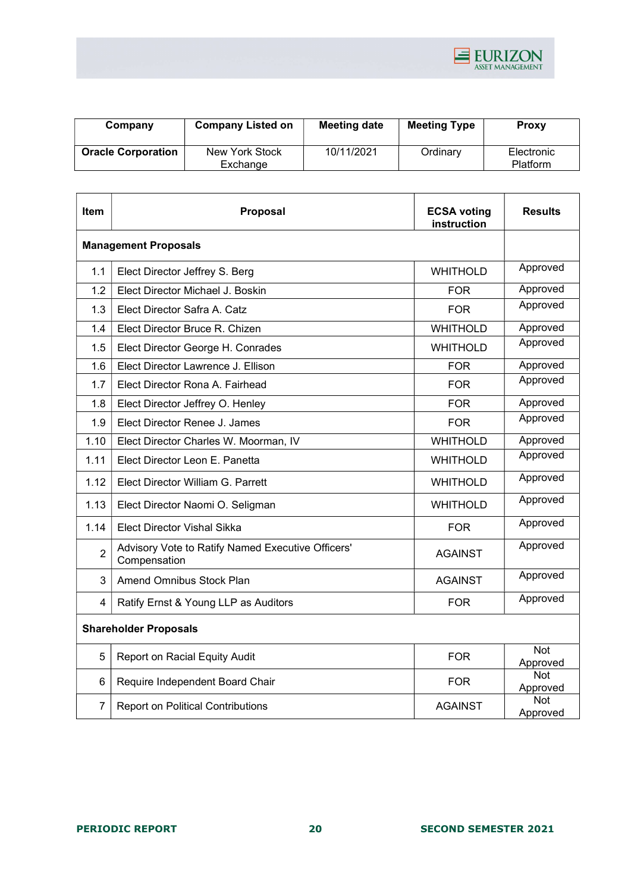| Company | Company Listed on | Meeting date | Meeting Type | Proxy |
|---|---|---|---|---|
| **Oracle Corporation** | New York Stock Exchange | 10/11/2021 | Ordinary | Electronic Platform |

| Item | Proposal | ECSA voting instruction | Results |
|---|---|---|---|
| **Management Proposals** | | | |
| 1.1 | Elect Director Jeffrey S. Berg | WHITHOLD | Approved |
| 1.2 | Elect Director Michael J. Boskin | FOR | Approved |
| 1.3 | Elect Director Safra A. Catz | FOR | Approved |
| 1.4 | Elect Director Bruce R. Chizen | WHITHOLD | Approved |
| 1.5 | Elect Director George H. Conrades | WHITHOLD | Approved |
| 1.6 | Elect Director Lawrence J. Ellison | FOR | Approved |
| 1.7 | Elect Director Rona A. Fairhead | FOR | Approved |
| 1.8 | Elect Director Jeffrey O. Henley | FOR | Approved |
| 1.9 | Elect Director Renee J. James | FOR | Approved |
| 1.10 | Elect Director Charles W. Moorman, IV | WHITHOLD | Approved |
| 1.11 | Elect Director Leon E. Panetta | WHITHOLD | Approved |
| 1.12 | Elect Director William G. Parrett | WHITHOLD | Approved |
| 1.13 | Elect Director Naomi O. Seligman | WHITHOLD | Approved |
| 1.14 | Elect Director Vishal Sikka | FOR | Approved |
| 2 | Advisory Vote to Ratify Named Executive Officers' Compensation | AGAINST | Approved |
| 3 | Amend Omnibus Stock Plan | AGAINST | Approved |
| 4 | Ratify Ernst & Young LLP as Auditors | FOR | Approved |
| **Shareholder Proposals** | | | |
| 5 | Report on Racial Equity Audit | FOR | Not Approved |
| 6 | Require Independent Board Chair | FOR | Not Approved |
| 7 | Report on Political Contributions | AGAINST | Not Approved |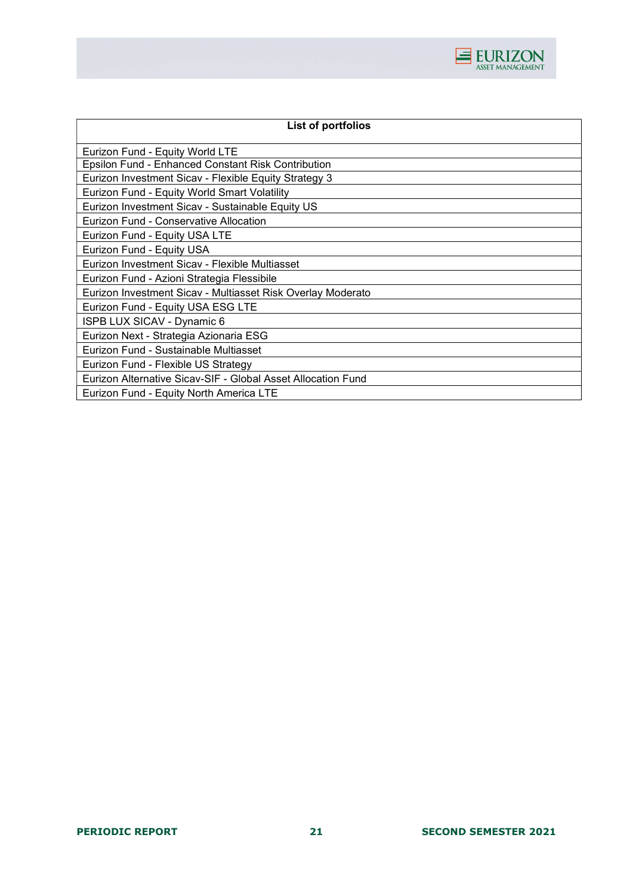| List of portfolios |
| --- |
| Eurizon Fund - Equity World LTE |
| Epsilon Fund - Enhanced Constant Risk Contribution |
| Eurizon Investment Sicav - Flexible Equity Strategy 3 |
| Eurizon Fund - Equity World Smart Volatility |
| Eurizon Investment Sicav - Sustainable Equity US |
| Eurizon Fund - Conservative Allocation |
| Eurizon Fund - Equity USA LTE |
| Eurizon Fund - Equity USA |
| Eurizon Investment Sicav - Flexible Multiasset |
| Eurizon Fund - Azioni Strategia Flessibile |
| Eurizon Investment Sicav - Multiasset Risk Overlay Moderato |
| Eurizon Fund - Equity USA ESG LTE |
| ISPB LUX SICAV - Dynamic 6 |
| Eurizon Next - Strategia Azionaria ESG |
| Eurizon Fund - Sustainable Multiasset |
| Eurizon Fund - Flexible US Strategy |
| Eurizon Alternative Sicav-SIF - Global Asset Allocation Fund |
| Eurizon Fund - Equity North America LTE |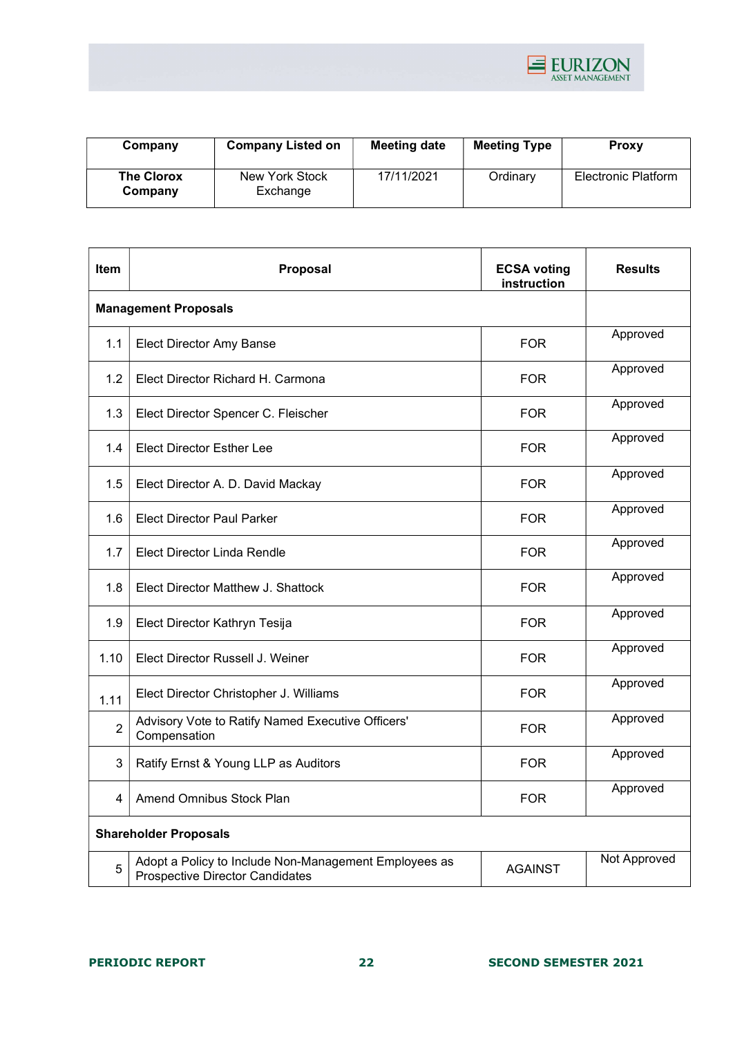| Company | Company Listed on | Meeting date | Meeting Type | Proxy |
|---|---|---|---|---|
| **The Clorox Company** | New York Stock Exchange | 17/11/2021 | Ordinary | Electronic Platform |

| Item | Proposal | ECSA voting instruction | Results |
|---|---|---|---|
| **Management Proposals** | | | |
| 1.1 | Elect Director Amy Banse | FOR | Approved |
| 1.2 | Elect Director Richard H. Carmona | FOR | Approved |
| 1.3 | Elect Director Spencer C. Fleischer | FOR | Approved |
| 1.4 | Elect Director Esther Lee | FOR | Approved |
| 1.5 | Elect Director A. D. David Mackay | FOR | Approved |
| 1.6 | Elect Director Paul Parker | FOR | Approved |
| 1.7 | Elect Director Linda Rendle | FOR | Approved |
| 1.8 | Elect Director Matthew J. Shattock | FOR | Approved |
| 1.9 | Elect Director Kathryn Tesija | FOR | Approved |
| 1.10 | Elect Director Russell J. Weiner | FOR | Approved |
| 1.11 | Elect Director Christopher J. Williams | FOR | Approved |
| 2 | Advisory Vote to Ratify Named Executive Officers' Compensation | FOR | Approved |
| 3 | Ratify Ernst & Young LLP as Auditors | FOR | Approved |
| 4 | Amend Omnibus Stock Plan | FOR | Approved |
| **Shareholder Proposals** | | | |
| 5 | Adopt a Policy to Include Non-Management Employees as Prospective Director Candidates | AGAINST | Not Approved |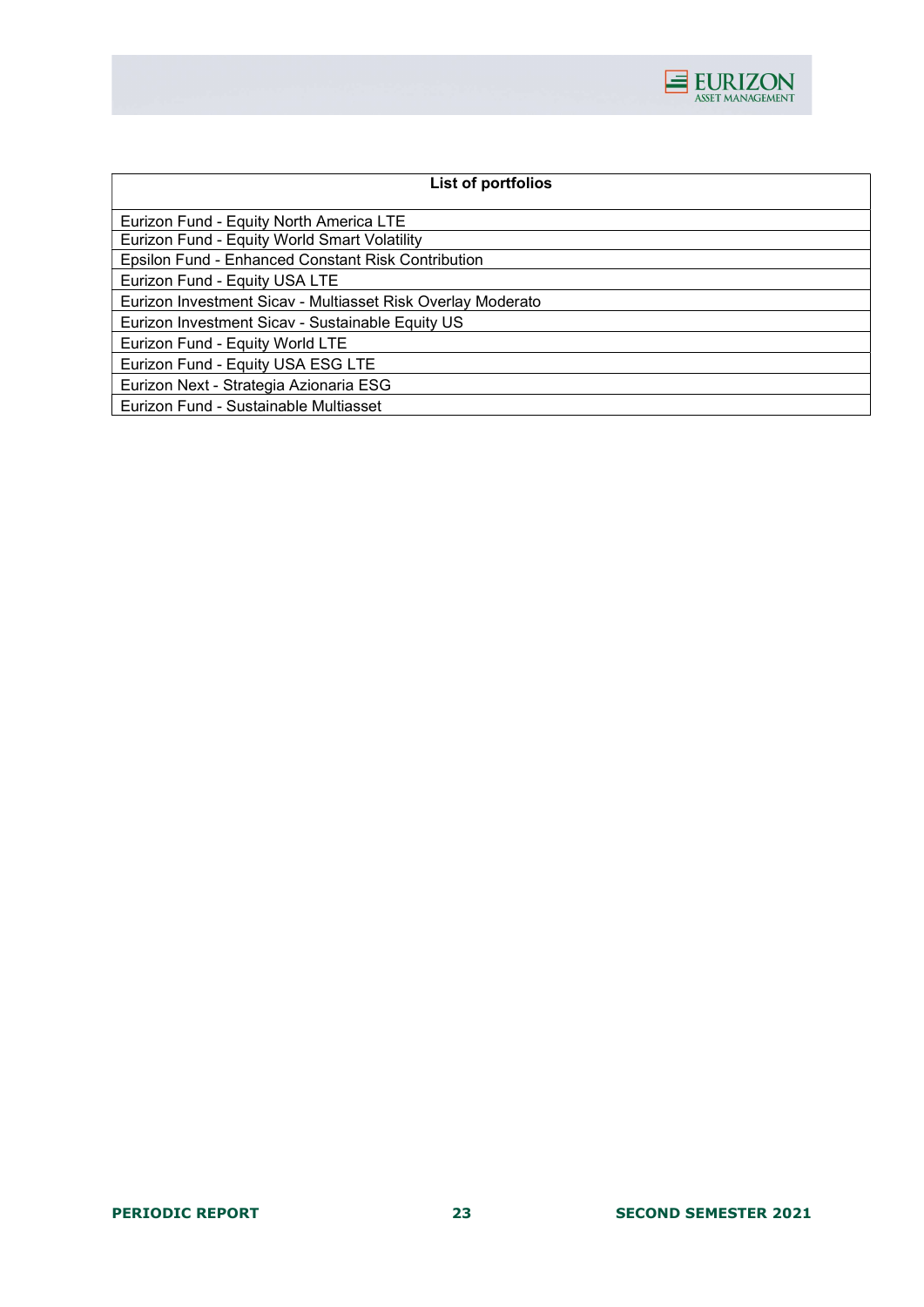| List of portfolios |
|---|
| Eurizon Fund - Equity North America LTE |
| Eurizon Fund - Equity World Smart Volatility |
| Epsilon Fund - Enhanced Constant Risk Contribution |
| Eurizon Fund - Equity USA LTE |
| Eurizon Investment Sicav - Multiasset Risk Overlay Moderato |
| Eurizon Investment Sicav - Sustainable Equity US |
| Eurizon Fund - Equity World LTE |
| Eurizon Fund - Equity USA ESG LTE |
| Eurizon Next - Strategia Azionaria ESG |
| Eurizon Fund - Sustainable Multiasset |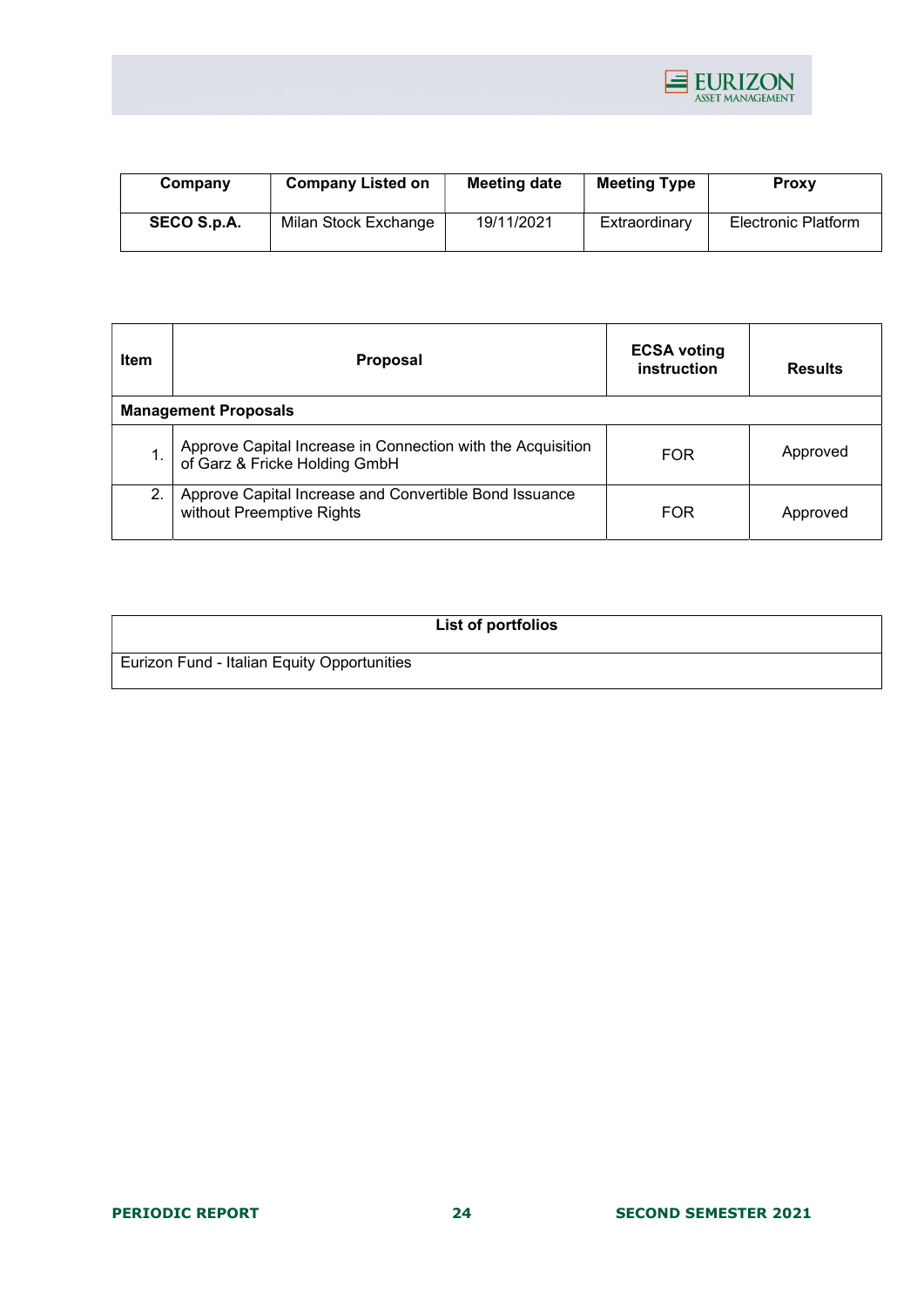| Company | Company Listed on | Meeting date | Meeting Type | Proxy |
|---|---|---|---|---|
| **SECO S.p.A.** | Milan Stock Exchange | 19/11/2021 | Extraordinary | Electronic Platform |

| Item | Proposal | ECSA voting instruction | Results |
|---|---|---|---|
| **Management Proposals** | | | |
| 1. | Approve Capital Increase in Connection with the Acquisition of Garz & Fricke Holding GmbH | FOR | Approved |
| 2. | Approve Capital Increase and Convertible Bond Issuance without Preemptive Rights | FOR | Approved |

| List of portfolios |
|---|
| Eurizon Fund - Italian Equity Opportunities |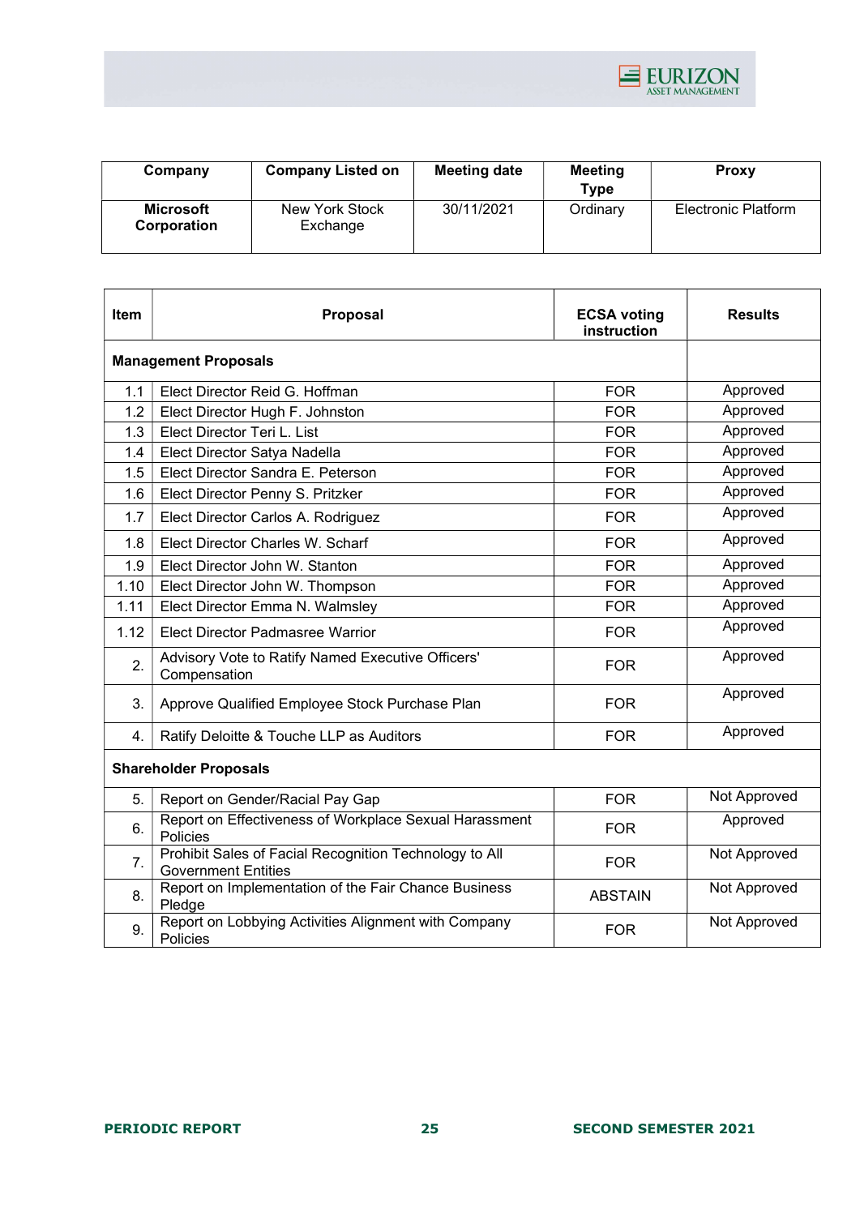| Company | Company Listed on | Meeting date | Meeting Type | Proxy |
| --- | --- | --- | --- | --- |
| **Microsoft Corporation** | New York Stock Exchange | 30/11/2021 | Ordinary | Electronic Platform |

| Item | Proposal | ECSA voting instruction | Results |
| --- | --- | --- | --- |
| **Management Proposals** | | | |
| 1.1 | Elect Director Reid G. Hoffman | FOR | Approved |
| 1.2 | Elect Director Hugh F. Johnston | FOR | Approved |
| 1.3 | Elect Director Teri L. List | FOR | Approved |
| 1.4 | Elect Director Satya Nadella | FOR | Approved |
| 1.5 | Elect Director Sandra E. Peterson | FOR | Approved |
| 1.6 | Elect Director Penny S. Pritzker | FOR | Approved |
| 1.7 | Elect Director Carlos A. Rodriguez | FOR | Approved |
| 1.8 | Elect Director Charles W. Scharf | FOR | Approved |
| 1.9 | Elect Director John W. Stanton | FOR | Approved |
| 1.10 | Elect Director John W. Thompson | FOR | Approved |
| 1.11 | Elect Director Emma N. Walmsley | FOR | Approved |
| 1.12 | Elect Director Padmasree Warrior | FOR | Approved |
| 2. | Advisory Vote to Ratify Named Executive Officers' Compensation | FOR | Approved |
| 3. | Approve Qualified Employee Stock Purchase Plan | FOR | Approved |
| 4. | Ratify Deloitte & Touche LLP as Auditors | FOR | Approved |
| **Shareholder Proposals** | | | |
| 5. | Report on Gender/Racial Pay Gap | FOR | Not Approved |
| 6. | Report on Effectiveness of Workplace Sexual Harassment Policies | FOR | Approved |
| 7. | Prohibit Sales of Facial Recognition Technology to All Government Entities | FOR | Not Approved |
| 8. | Report on Implementation of the Fair Chance Business Pledge | ABSTAIN | Not Approved |
| 9. | Report on Lobbying Activities Alignment with Company Policies | FOR | Not Approved |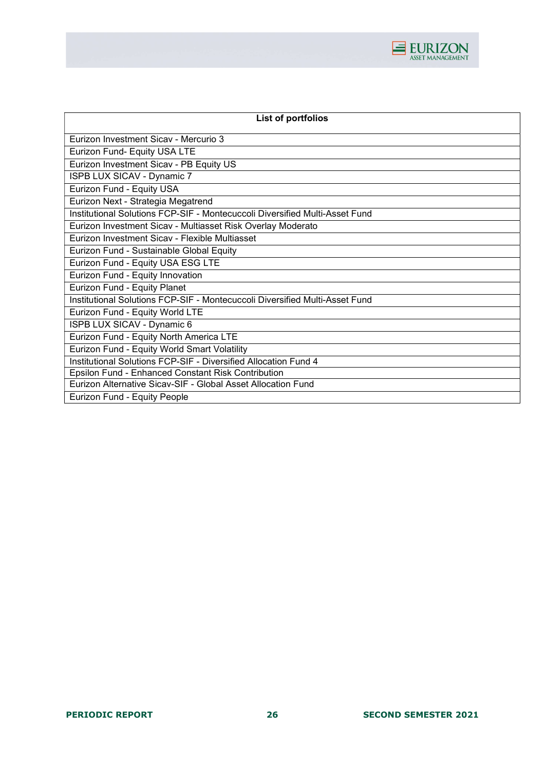| List of portfolios |
|---|
| Eurizon Investment Sicav - Mercurio 3 |
| Eurizon Fund- Equity USA LTE |
| Eurizon Investment Sicav - PB Equity US |
| ISPB LUX SICAV - Dynamic 7 |
| Eurizon Fund - Equity USA |
| Eurizon Next - Strategia Megatrend |
| Institutional Solutions FCP-SIF - Montecuccoli Diversified Multi-Asset Fund |
| Eurizon Investment Sicav - Multiasset Risk Overlay Moderato |
| Eurizon Investment Sicav - Flexible Multiasset |
| Eurizon Fund - Sustainable Global Equity |
| Eurizon Fund - Equity USA ESG LTE |
| Eurizon Fund - Equity Innovation |
| Eurizon Fund - Equity Planet |
| Institutional Solutions FCP-SIF - Montecuccoli Diversified Multi-Asset Fund |
| Eurizon Fund - Equity World LTE |
| ISPB LUX SICAV - Dynamic 6 |
| Eurizon Fund - Equity North America LTE |
| Eurizon Fund - Equity World Smart Volatility |
| Institutional Solutions FCP-SIF - Diversified Allocation Fund 4 |
| Epsilon Fund - Enhanced Constant Risk Contribution |
| Eurizon Alternative Sicav-SIF - Global Asset Allocation Fund |
| Eurizon Fund - Equity People |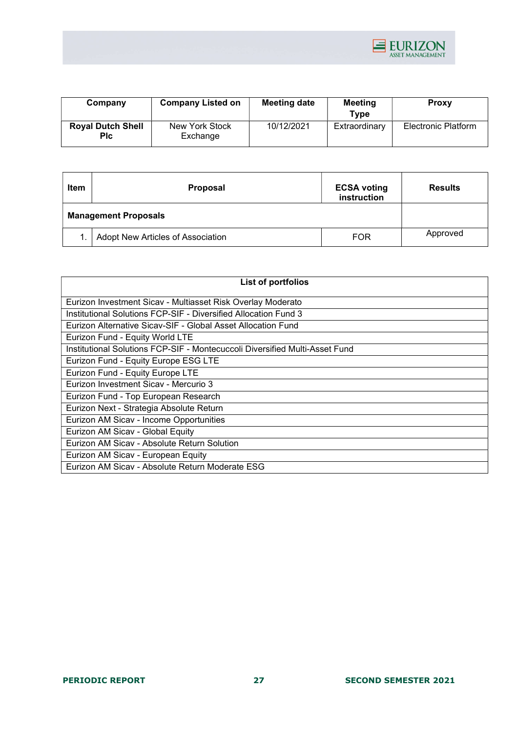| Company | Company Listed on | Meeting date | Meeting Type | Proxy |
|---|---|---|---|---|
| **Royal Dutch Shell Plc** | New York Stock Exchange | 10/12/2021 | Extraordinary | Electronic Platform |

| Item | Proposal | ECSA voting instruction | Results |
|---|---|---|---|
| **Management Proposals** | | | |
| 1. | Adopt New Articles of Association | FOR | Approved |

| List of portfolios |
|---|
| Eurizon Investment Sicav - Multiasset Risk Overlay Moderato |
| Institutional Solutions FCP-SIF - Diversified Allocation Fund 3 |
| Eurizon Alternative Sicav-SIF - Global Asset Allocation Fund |
| Eurizon Fund - Equity World LTE |
| Institutional Solutions FCP-SIF - Montecuccoli Diversified Multi-Asset Fund |
| Eurizon Fund - Equity Europe ESG LTE |
| Eurizon Fund - Equity Europe LTE |
| Eurizon Investment Sicav - Mercurio 3 |
| Eurizon Fund - Top European Research |
| Eurizon Next - Strategia Absolute Return |
| Eurizon AM Sicav - Income Opportunities |
| Eurizon AM Sicav - Global Equity |
| Eurizon AM Sicav - Absolute Return Solution |
| Eurizon AM Sicav - European Equity |
| Eurizon AM Sicav - Absolute Return Moderate ESG |